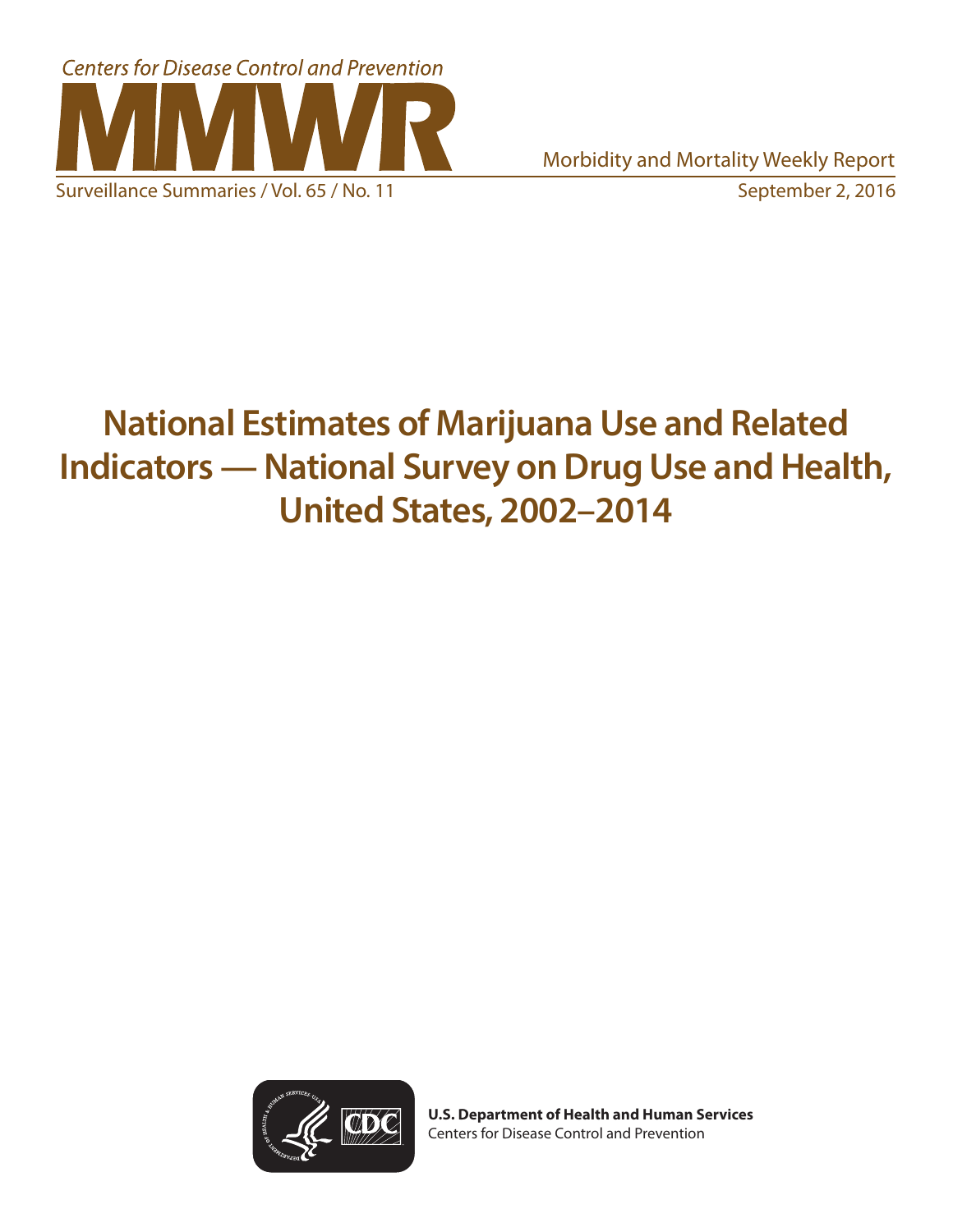Centers for Disease Control and Prevention

# MMWR

Morbidity and Mortality Weekly Report

Surveillance Summaries / Vol. 65 / No. 11 September 2, 2016

# National Estimates of Marijuana Use and Related Indicators — National Survey on Drug Use and Health, United States, 2002–2014

**U.S. Department of Health and Human Services**
Centers for Disease Control and Prevention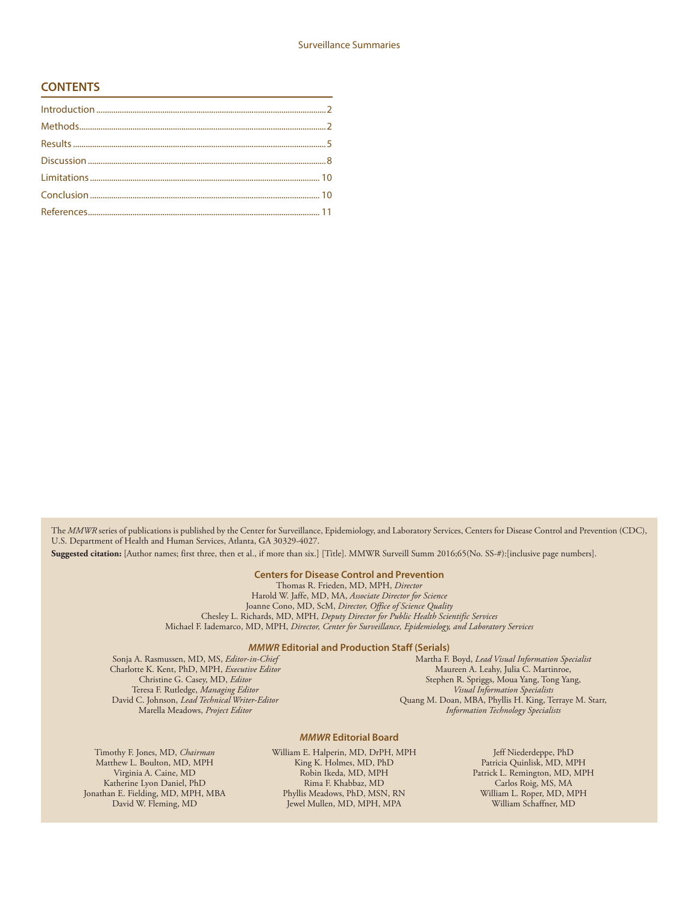## CONTENTS

| | |
|---|---|
| Introduction | 2 |
| Methods | 2 |
| Results | 5 |
| Discussion | 8 |
| Limitations | 10 |
| Conclusion | 10 |
| References | 11 |

The *MMWR* series of publications is published by the Center for Surveillance, Epidemiology, and Laboratory Services, Centers for Disease Control and Prevention (CDC), U.S. Department of Health and Human Services, Atlanta, GA 30329-4027.

**Suggested citation:** [Author names; first three, then et al., if more than six.] [Title]. MMWR Surveill Summ 2016;65(No. SS-#):[inclusive page numbers].

### Centers for Disease Control and Prevention

Thomas R. Frieden, MD, MPH, *Director*
Harold W. Jaffe, MD, MA, *Associate Director for Science*
Joanne Cono, MD, ScM, *Director, Office of Science Quality*
Chesley L. Richards, MD, MPH, *Deputy Director for Public Health Scientific Services*
Michael F. Iademarco, MD, MPH, *Director, Center for Surveillance, Epidemiology, and Laboratory Services*

### *MMWR* Editorial and Production Staff (Serials)

Sonja A. Rasmussen, MD, MS, *Editor-in-Chief*
Charlotte K. Kent, PhD, MPH, *Executive Editor*
Christine G. Casey, MD, *Editor*
Teresa F. Rutledge, *Managing Editor*
David C. Johnson, *Lead Technical Writer-Editor*
Marella Meadows, *Project Editor*

Martha F. Boyd, *Lead Visual Information Specialist*
Maureen A. Leahy, Julia C. Martinroe,
Stephen R. Spriggs, Moua Yang, Tong Yang,
*Visual Information Specialists*
Quang M. Doan, MBA, Phyllis H. King, Terraye M. Starr,
*Information Technology Specialists*

### *MMWR* Editorial Board

Timothy F. Jones, MD, *Chairman*
Matthew L. Boulton, MD, MPH
Virginia A. Caine, MD
Katherine Lyon Daniel, PhD
Jonathan E. Fielding, MD, MPH, MBA
David W. Fleming, MD
William E. Halperin, MD, DrPH, MPH
King K. Holmes, MD, PhD
Robin Ikeda, MD, MPH
Rima F. Khabbaz, MD
Phyllis Meadows, PhD, MSN, RN
Jewel Mullen, MD, MPH, MPA
Jeff Niederdeppe, PhD
Patricia Quinlisk, MD, MPH
Patrick L. Remington, MD, MPH
Carlos Roig, MS, MA
William L. Roper, MD, MPH
William Schaffner, MD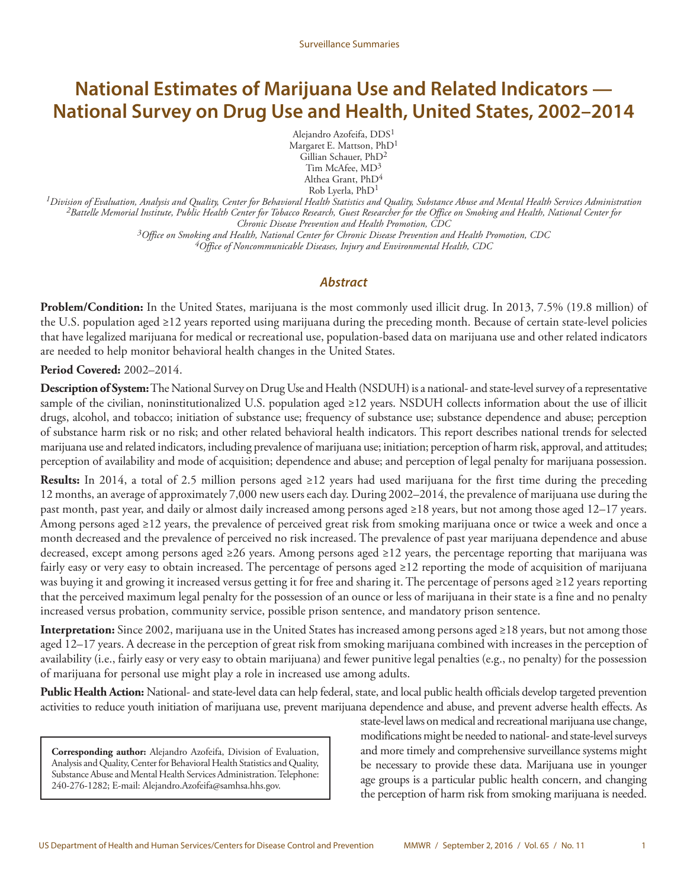Surveillance Summaries

# National Estimates of Marijuana Use and Related Indicators — National Survey on Drug Use and Health, United States, 2002–2014

Alejandro Azofeifa, DDS[1]
Margaret E. Mattson, PhD[1]
Gillian Schauer, PhD[2]
Tim McAfee, MD[3]
Althea Grant, PhD[4]
Rob Lyerla, PhD[1]

*[1]Division of Evaluation, Analysis and Quality, Center for Behavioral Health Statistics and Quality, Substance Abuse and Mental Health Services Administration*
*[2]Battelle Memorial Institute, Public Health Center for Tobacco Research, Guest Researcher for the Office on Smoking and Health, National Center for Chronic Disease Prevention and Health Promotion, CDC*
*[3]Office on Smoking and Health, National Center for Chronic Disease Prevention and Health Promotion, CDC*
*[4]Office of Noncommunicable Diseases, Injury and Environmental Health, CDC*

## Abstract

**Problem/Condition:** In the United States, marijuana is the most commonly used illicit drug. In 2013, 7.5% (19.8 million) of the U.S. population aged ≥12 years reported using marijuana during the preceding month. Because of certain state-level policies that have legalized marijuana for medical or recreational use, population-based data on marijuana use and other related indicators are needed to help monitor behavioral health changes in the United States.

**Period Covered:** 2002–2014.

**Description of System:** The National Survey on Drug Use and Health (NSDUH) is a national- and state-level survey of a representative sample of the civilian, noninstitutionalized U.S. population aged ≥12 years. NSDUH collects information about the use of illicit drugs, alcohol, and tobacco; initiation of substance use; frequency of substance use; substance dependence and abuse; perception of substance harm risk or no risk; and other related behavioral health indicators. This report describes national trends for selected marijuana use and related indicators, including prevalence of marijuana use; initiation; perception of harm risk, approval, and attitudes; perception of availability and mode of acquisition; dependence and abuse; and perception of legal penalty for marijuana possession.

**Results:** In 2014, a total of 2.5 million persons aged ≥12 years had used marijuana for the first time during the preceding 12 months, an average of approximately 7,000 new users each day. During 2002–2014, the prevalence of marijuana use during the past month, past year, and daily or almost daily increased among persons aged ≥18 years, but not among those aged 12–17 years. Among persons aged ≥12 years, the prevalence of perceived great risk from smoking marijuana once or twice a week and once a month decreased and the prevalence of perceived no risk increased. The prevalence of past year marijuana dependence and abuse decreased, except among persons aged ≥26 years. Among persons aged ≥12 years, the percentage reporting that marijuana was fairly easy or very easy to obtain increased. The percentage of persons aged ≥12 reporting the mode of acquisition of marijuana was buying it and growing it increased versus getting it for free and sharing it. The percentage of persons aged ≥12 years reporting that the perceived maximum legal penalty for the possession of an ounce or less of marijuana in their state is a fine and no penalty increased versus probation, community service, possible prison sentence, and mandatory prison sentence.

**Interpretation:** Since 2002, marijuana use in the United States has increased among persons aged ≥18 years, but not among those aged 12–17 years. A decrease in the perception of great risk from smoking marijuana combined with increases in the perception of availability (i.e., fairly easy or very easy to obtain marijuana) and fewer punitive legal penalties (e.g., no penalty) for the possession of marijuana for personal use might play a role in increased use among adults.

**Public Health Action:** National- and state-level data can help federal, state, and local public health officials develop targeted prevention activities to reduce youth initiation of marijuana use, prevent marijuana dependence and abuse, and prevent adverse health effects. As state-level laws on medical and recreational marijuana use change, modifications might be needed to national- and state-level surveys and more timely and comprehensive surveillance systems might be necessary to provide these data. Marijuana use in younger age groups is a particular public health concern, and changing the perception of harm risk from smoking marijuana is needed.

**Corresponding author:** Alejandro Azofeifa, Division of Evaluation, Analysis and Quality, Center for Behavioral Health Statistics and Quality, Substance Abuse and Mental Health Services Administration. Telephone: 240-276-1282; E-mail: Alejandro.Azofeifa@samhsa.hhs.gov.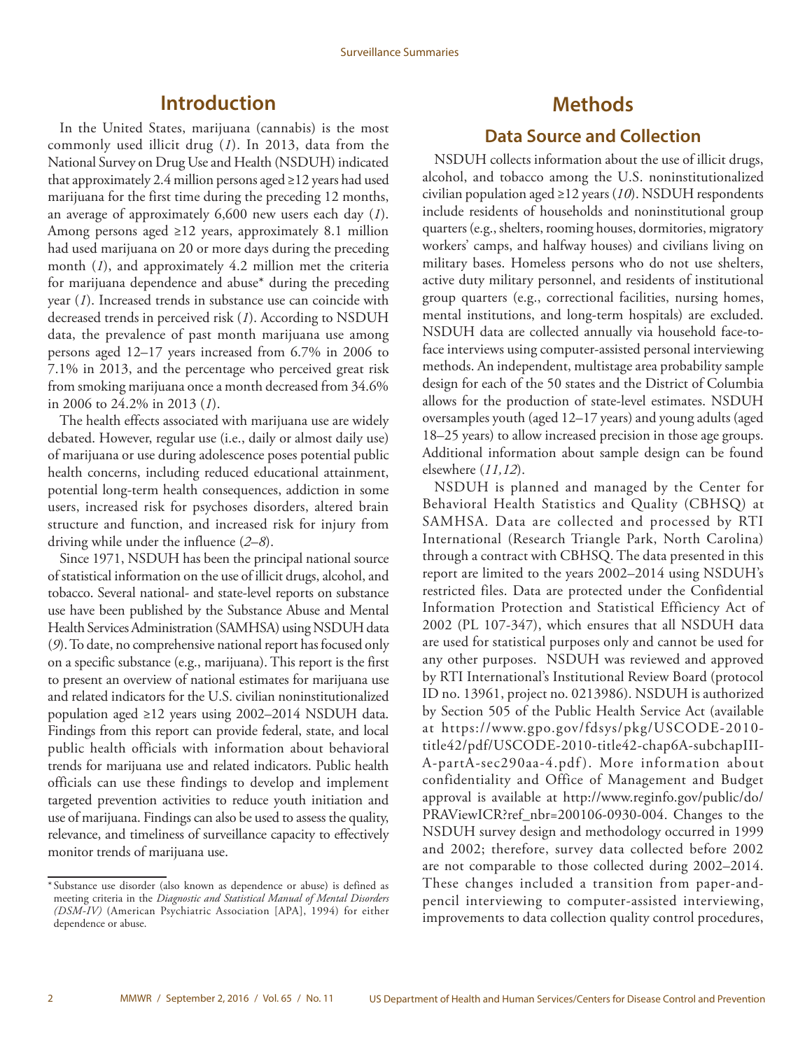## Introduction

In the United States, marijuana (cannabis) is the most commonly used illicit drug (*1*). In 2013, data from the National Survey on Drug Use and Health (NSDUH) indicated that approximately 2.4 million persons aged ≥12 years had used marijuana for the first time during the preceding 12 months, an average of approximately 6,600 new users each day (*1*). Among persons aged ≥12 years, approximately 8.1 million had used marijuana on 20 or more days during the preceding month (*1*), and approximately 4.2 million met the criteria for marijuana dependence and abuse* during the preceding year (*1*). Increased trends in substance use can coincide with decreased trends in perceived risk (*1*). According to NSDUH data, the prevalence of past month marijuana use among persons aged 12–17 years increased from 6.7% in 2006 to 7.1% in 2013, and the percentage who perceived great risk from smoking marijuana once a month decreased from 34.6% in 2006 to 24.2% in 2013 (*1*).

The health effects associated with marijuana use are widely debated. However, regular use (i.e., daily or almost daily use) of marijuana or use during adolescence poses potential public health concerns, including reduced educational attainment, potential long-term health consequences, addiction in some users, increased risk for psychoses disorders, altered brain structure and function, and increased risk for injury from driving while under the influence (*2*–*8*).

Since 1971, NSDUH has been the principal national source of statistical information on the use of illicit drugs, alcohol, and tobacco. Several national- and state-level reports on substance use have been published by the Substance Abuse and Mental Health Services Administration (SAMHSA) using NSDUH data (*9*). To date, no comprehensive national report has focused only on a specific substance (e.g., marijuana). This report is the first to present an overview of national estimates for marijuana use and related indicators for the U.S. civilian noninstitutionalized population aged ≥12 years using 2002–2014 NSDUH data. Findings from this report can provide federal, state, and local public health officials with information about behavioral trends for marijuana use and related indicators. Public health officials can use these findings to develop and implement targeted prevention activities to reduce youth initiation and use of marijuana. Findings can also be used to assess the quality, relevance, and timeliness of surveillance capacity to effectively monitor trends of marijuana use.

* Substance use disorder (also known as dependence or abuse) is defined as meeting criteria in the *Diagnostic and Statistical Manual of Mental Disorders (DSM-IV)* (American Psychiatric Association [APA], 1994) for either dependence or abuse.

## Methods

### Data Source and Collection

NSDUH collects information about the use of illicit drugs, alcohol, and tobacco among the U.S. noninstitutionalized civilian population aged ≥12 years (*10*). NSDUH respondents include residents of households and noninstitutional group quarters (e.g., shelters, rooming houses, dormitories, migratory workers' camps, and halfway houses) and civilians living on military bases. Homeless persons who do not use shelters, active duty military personnel, and residents of institutional group quarters (e.g., correctional facilities, nursing homes, mental institutions, and long-term hospitals) are excluded. NSDUH data are collected annually via household face-to-face interviews using computer-assisted personal interviewing methods. An independent, multistage area probability sample design for each of the 50 states and the District of Columbia allows for the production of state-level estimates. NSDUH oversamples youth (aged 12–17 years) and young adults (aged 18–25 years) to allow increased precision in those age groups. Additional information about sample design can be found elsewhere (*11,12*).

NSDUH is planned and managed by the Center for Behavioral Health Statistics and Quality (CBHSQ) at SAMHSA. Data are collected and processed by RTI International (Research Triangle Park, North Carolina) through a contract with CBHSQ. The data presented in this report are limited to the years 2002–2014 using NSDUH's restricted files. Data are protected under the Confidential Information Protection and Statistical Efficiency Act of 2002 (PL 107-347), which ensures that all NSDUH data are used for statistical purposes only and cannot be used for any other purposes. NSDUH was reviewed and approved by RTI International's Institutional Review Board (protocol ID no. 13961, project no. 0213986). NSDUH is authorized by Section 505 of the Public Health Service Act (available at https://www.gpo.gov/fdsys/pkg/USCODE-2010-title42/pdf/USCODE-2010-title42-chap6A-subchapIII-A-partA-sec290aa-4.pdf). More information about confidentiality and Office of Management and Budget approval is available at http://www.reginfo.gov/public/do/PRAViewICR?ref_nbr=200106-0930-004. Changes to the NSDUH survey design and methodology occurred in 1999 and 2002; therefore, survey data collected before 2002 are not comparable to those collected during 2002–2014. These changes included a transition from paper-and-pencil interviewing to computer-assisted interviewing, improvements to data collection quality control procedures,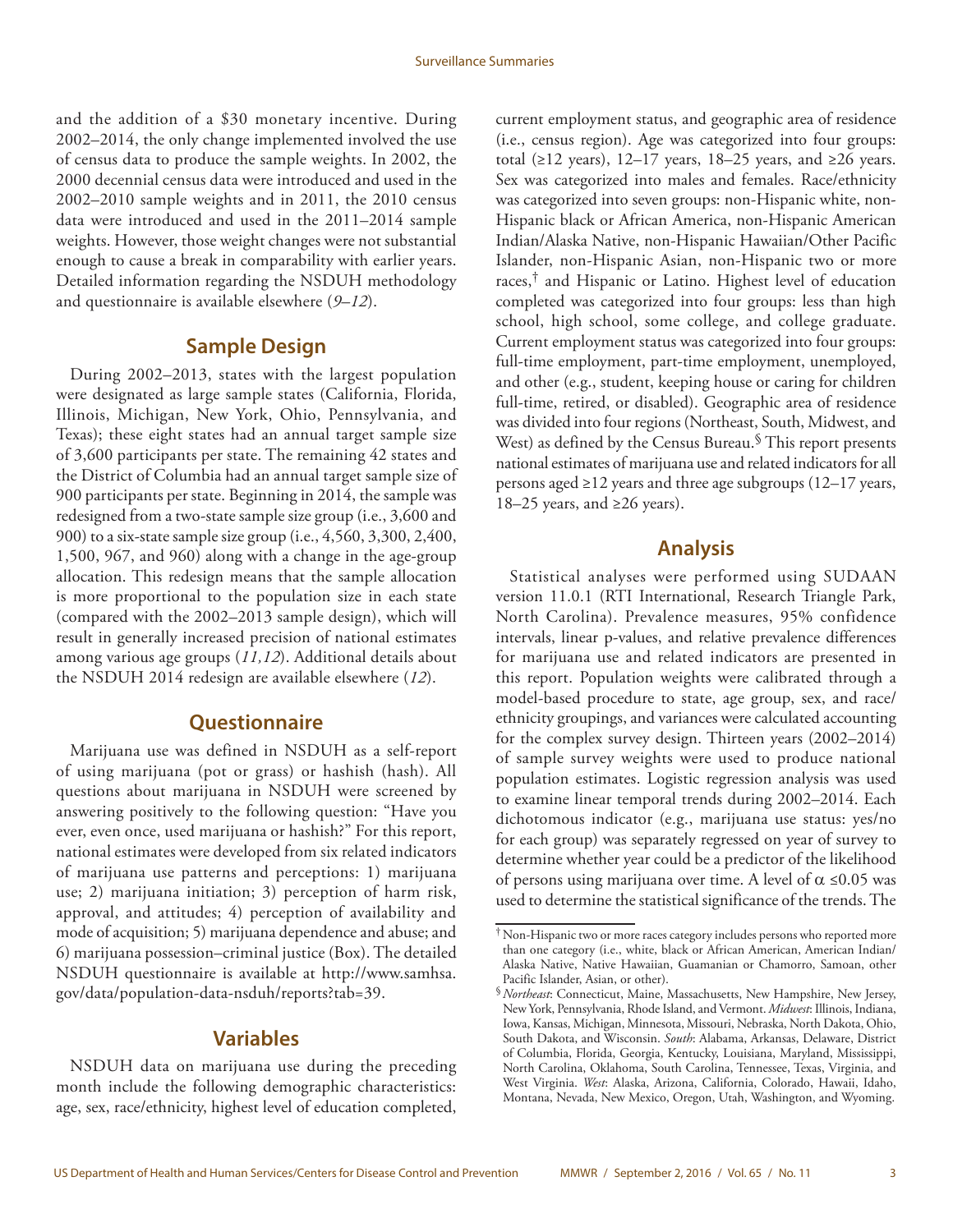and the addition of a $30 monetary incentive. During 2002–2014, the only change implemented involved the use of census data to produce the sample weights. In 2002, the 2000 decennial census data were introduced and used in the 2002–2010 sample weights and in 2011, the 2010 census data were introduced and used in the 2011–2014 sample weights. However, those weight changes were not substantial enough to cause a break in comparability with earlier years. Detailed information regarding the NSDUH methodology and questionnaire is available elsewhere (*9–12*).

## Sample Design

During 2002–2013, states with the largest population were designated as large sample states (California, Florida, Illinois, Michigan, New York, Ohio, Pennsylvania, and Texas); these eight states had an annual target sample size of 3,600 participants per state. The remaining 42 states and the District of Columbia had an annual target sample size of 900 participants per state. Beginning in 2014, the sample was redesigned from a two-state sample size group (i.e., 3,600 and 900) to a six-state sample size group (i.e., 4,560, 3,300, 2,400, 1,500, 967, and 960) along with a change in the age-group allocation. This redesign means that the sample allocation is more proportional to the population size in each state (compared with the 2002–2013 sample design), which will result in generally increased precision of national estimates among various age groups (*11,12*). Additional details about the NSDUH 2014 redesign are available elsewhere (*12*).

## Questionnaire

Marijuana use was defined in NSDUH as a self-report of using marijuana (pot or grass) or hashish (hash). All questions about marijuana in NSDUH were screened by answering positively to the following question: "Have you ever, even once, used marijuana or hashish?" For this report, national estimates were developed from six related indicators of marijuana use patterns and perceptions: 1) marijuana use; 2) marijuana initiation; 3) perception of harm risk, approval, and attitudes; 4) perception of availability and mode of acquisition; 5) marijuana dependence and abuse; and 6) marijuana possession–criminal justice (Box). The detailed NSDUH questionnaire is available at http://www.samhsa.gov/data/population-data-nsduh/reports?tab=39.

## Variables

NSDUH data on marijuana use during the preceding month include the following demographic characteristics: age, sex, race/ethnicity, highest level of education completed, current employment status, and geographic area of residence (i.e., census region). Age was categorized into four groups: total (≥12 years), 12–17 years, 18–25 years, and ≥26 years. Sex was categorized into males and females. Race/ethnicity was categorized into seven groups: non-Hispanic white, non-Hispanic black or African America, non-Hispanic American Indian/Alaska Native, non-Hispanic Hawaiian/Other Pacific Islander, non-Hispanic Asian, non-Hispanic two or more races,[†] and Hispanic or Latino. Highest level of education completed was categorized into four groups: less than high school, high school, some college, and college graduate. Current employment status was categorized into four groups: full-time employment, part-time employment, unemployed, and other (e.g., student, keeping house or caring for children full-time, retired, or disabled). Geographic area of residence was divided into four regions (Northeast, South, Midwest, and West) as defined by the Census Bureau.[§] This report presents national estimates of marijuana use and related indicators for all persons aged ≥12 years and three age subgroups (12–17 years, 18–25 years, and ≥26 years).

## Analysis

Statistical analyses were performed using SUDAAN version 11.0.1 (RTI International, Research Triangle Park, North Carolina). Prevalence measures, 95% confidence intervals, linear p-values, and relative prevalence differences for marijuana use and related indicators are presented in this report. Population weights were calibrated through a model-based procedure to state, age group, sex, and race/ethnicity groupings, and variances were calculated accounting for the complex survey design. Thirteen years (2002–2014) of sample survey weights were used to produce national population estimates. Logistic regression analysis was used to examine linear temporal trends during 2002–2014. Each dichotomous indicator (e.g., marijuana use status: yes/no for each group) was separately regressed on year of survey to determine whether year could be a predictor of the likelihood of persons using marijuana over time. A level of $\alpha \leq 0.05$ was used to determine the statistical significance of the trends. The

---

[†] Non-Hispanic two or more races category includes persons who reported more than one category (i.e., white, black or African American, American Indian/Alaska Native, Native Hawaiian, Guamanian or Chamorro, Samoan, other Pacific Islander, Asian, or other).

[§] *Northeast*: Connecticut, Maine, Massachusetts, New Hampshire, New Jersey, New York, Pennsylvania, Rhode Island, and Vermont. *Midwest*: Illinois, Indiana, Iowa, Kansas, Michigan, Minnesota, Missouri, Nebraska, North Dakota, Ohio, South Dakota, and Wisconsin. *South*: Alabama, Arkansas, Delaware, District of Columbia, Florida, Georgia, Kentucky, Louisiana, Maryland, Mississippi, North Carolina, Oklahoma, South Carolina, Tennessee, Texas, Virginia, and West Virginia. *West*: Alaska, Arizona, California, Colorado, Hawaii, Idaho, Montana, Nevada, New Mexico, Oregon, Utah, Washington, and Wyoming.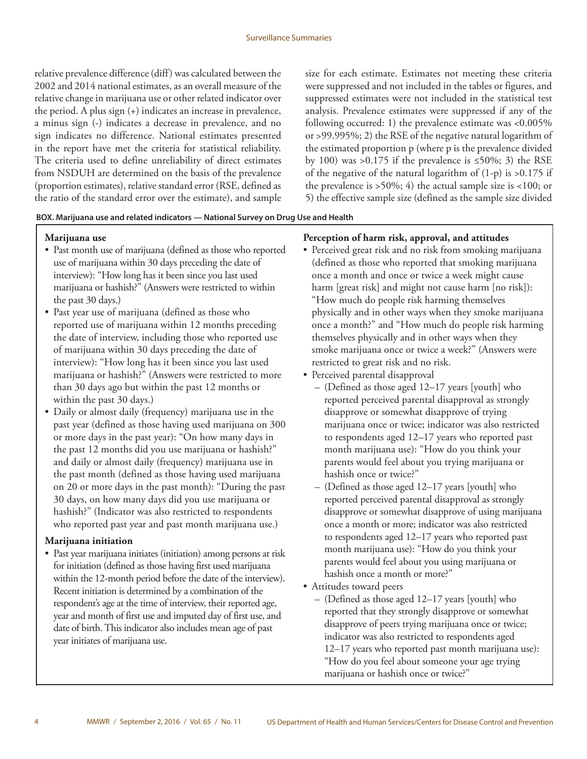relative prevalence difference (diff) was calculated between the 2002 and 2014 national estimates, as an overall measure of the relative change in marijuana use or other related indicator over the period. A plus sign (+) indicates an increase in prevalence, a minus sign (-) indicates a decrease in prevalence, and no sign indicates no difference. National estimates presented in the report have met the criteria for statistical reliability. The criteria used to define unreliability of direct estimates from NSDUH are determined on the basis of the prevalence (proportion estimates), relative standard error (RSE, defined as the ratio of the standard error over the estimate), and sample size for each estimate. Estimates not meeting these criteria were suppressed and not included in the tables or figures, and suppressed estimates were not included in the statistical test analysis. Prevalence estimates were suppressed if any of the following occurred: 1) the prevalence estimate was <0.005% or >99.995%; 2) the RSE of the negative natural logarithm of the estimated proportion p (where p is the prevalence divided by 100) was >0.175 if the prevalence is ≤50%; 3) the RSE of the negative of the natural logarithm of (1-p) is >0.175 if the prevalence is >50%; 4) the actual sample size is <100; or 5) the effective sample size (defined as the sample size divided

**BOX. Marijuana use and related indicators — National Survey on Drug Use and Health**

**Marijuana use**

- Past month use of marijuana (defined as those who reported use of marijuana within 30 days preceding the date of interview): "How long has it been since you last used marijuana or hashish?" (Answers were restricted to within the past 30 days.)
- Past year use of marijuana (defined as those who reported use of marijuana within 12 months preceding the date of interview, including those who reported use of marijuana within 30 days preceding the date of interview): "How long has it been since you last used marijuana or hashish?" (Answers were restricted to more than 30 days ago but within the past 12 months or within the past 30 days.)
- Daily or almost daily (frequency) marijuana use in the past year (defined as those having used marijuana on 300 or more days in the past year): "On how many days in the past 12 months did you use marijuana or hashish?" and daily or almost daily (frequency) marijuana use in the past month (defined as those having used marijuana on 20 or more days in the past month): "During the past 30 days, on how many days did you use marijuana or hashish?" (Indicator was also restricted to respondents who reported past year and past month marijuana use.)

**Marijuana initiation**

- Past year marijuana initiates (initiation) among persons at risk for initiation (defined as those having first used marijuana within the 12-month period before the date of the interview). Recent initiation is determined by a combination of the respondent's age at the time of interview, their reported age, year and month of first use and imputed day of first use, and date of birth. This indicator also includes mean age of past year initiates of marijuana use.

**Perception of harm risk, approval, and attitudes**

- Perceived great risk and no risk from smoking marijuana (defined as those who reported that smoking marijuana once a month and once or twice a week might cause harm [great risk] and might not cause harm [no risk]): "How much do people risk harming themselves physically and in other ways when they smoke marijuana once a month?" and "How much do people risk harming themselves physically and in other ways when they smoke marijuana once or twice a week?" (Answers were restricted to great risk and no risk.
- Perceived parental disapproval
  - (Defined as those aged 12–17 years [youth] who reported perceived parental disapproval as strongly disapprove or somewhat disapprove of trying marijuana once or twice; indicator was also restricted to respondents aged 12–17 years who reported past month marijuana use): "How do you think your parents would feel about you trying marijuana or hashish once or twice?"
  - (Defined as those aged 12–17 years [youth] who reported perceived parental disapproval as strongly disapprove or somewhat disapprove of using marijuana once a month or more; indicator was also restricted to respondents aged 12–17 years who reported past month marijuana use): "How do you think your parents would feel about you using marijuana or hashish once a month or more?"
- Attitudes toward peers
  - (Defined as those aged 12–17 years [youth] who reported that they strongly disapprove or somewhat disapprove of peers trying marijuana once or twice; indicator was also restricted to respondents aged 12–17 years who reported past month marijuana use): "How do you feel about someone your age trying marijuana or hashish once or twice?"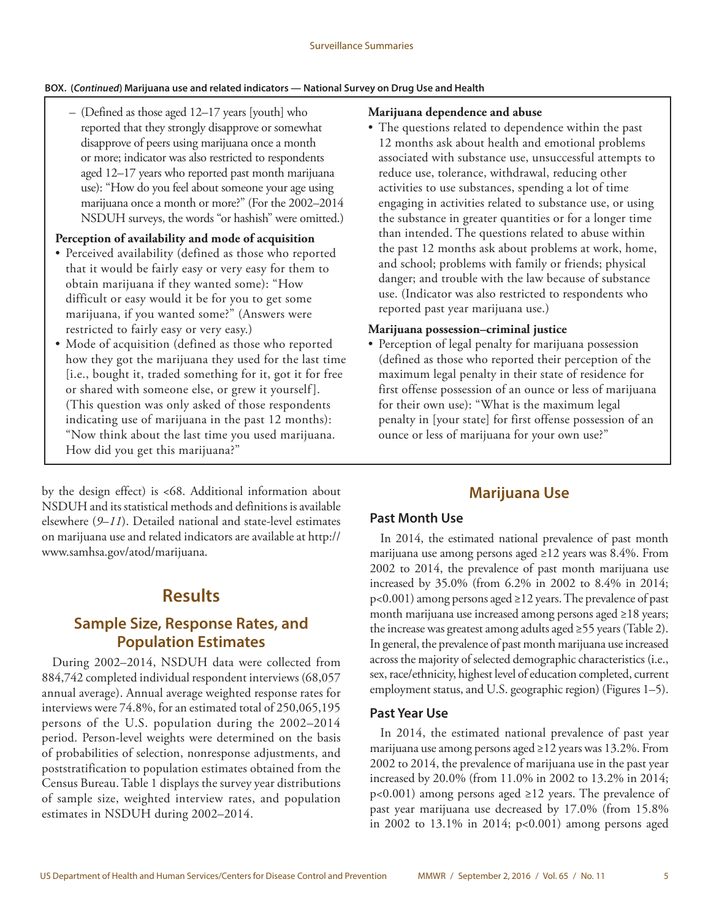**BOX. (*Continued*) Marijuana use and related indicators — National Survey on Drug Use and Health**

– (Defined as those aged 12–17 years [youth] who reported that they strongly disapprove or somewhat disapprove of peers using marijuana once a month or more; indicator was also restricted to respondents aged 12–17 years who reported past month marijuana use): "How do you feel about someone your age using marijuana once a month or more?" (For the 2002–2014 NSDUH surveys, the words "or hashish" were omitted.)

**Perception of availability and mode of acquisition**

- Perceived availability (defined as those who reported that it would be fairly easy or very easy for them to obtain marijuana if they wanted some): "How difficult or easy would it be for you to get some marijuana, if you wanted some?" (Answers were restricted to fairly easy or very easy.)
- Mode of acquisition (defined as those who reported how they got the marijuana they used for the last time [i.e., bought it, traded something for it, got it for free or shared with someone else, or grew it yourself]. (This question was only asked of those respondents indicating use of marijuana in the past 12 months): "Now think about the last time you used marijuana. How did you get this marijuana?"

**Marijuana dependence and abuse**

- The questions related to dependence within the past 12 months ask about health and emotional problems associated with substance use, unsuccessful attempts to reduce use, tolerance, withdrawal, reducing other activities to use substances, spending a lot of time engaging in activities related to substance use, or using the substance in greater quantities or for a longer time than intended. The questions related to abuse within the past 12 months ask about problems at work, home, and school; problems with family or friends; physical danger; and trouble with the law because of substance use. (Indicator was also restricted to respondents who reported past year marijuana use.)

**Marijuana possession–criminal justice**

- Perception of legal penalty for marijuana possession (defined as those who reported their perception of the maximum legal penalty in their state of residence for first offense possession of an ounce or less of marijuana for their own use): "What is the maximum legal penalty in [your state] for first offense possession of an ounce or less of marijuana for your own use?"

by the design effect) is <68. Additional information about NSDUH and its statistical methods and definitions is available elsewhere (*9*–*11*). Detailed national and state-level estimates on marijuana use and related indicators are available at http://www.samhsa.gov/atod/marijuana.

# Results

## Sample Size, Response Rates, and Population Estimates

During 2002–2014, NSDUH data were collected from 884,742 completed individual respondent interviews (68,057 annual average). Annual average weighted response rates for interviews were 74.8%, for an estimated total of 250,065,195 persons of the U.S. population during the 2002–2014 period. Person-level weights were determined on the basis of probabilities of selection, nonresponse adjustments, and poststratification to population estimates obtained from the Census Bureau. Table 1 displays the survey year distributions of sample size, weighted interview rates, and population estimates in NSDUH during 2002–2014.

# Marijuana Use

## Past Month Use

In 2014, the estimated national prevalence of past month marijuana use among persons aged ≥12 years was 8.4%. From 2002 to 2014, the prevalence of past month marijuana use increased by 35.0% (from 6.2% in 2002 to 8.4% in 2014; $p<0.001$) among persons aged ≥12 years. The prevalence of past month marijuana use increased among persons aged ≥18 years; the increase was greatest among adults aged ≥55 years (Table 2). In general, the prevalence of past month marijuana use increased across the majority of selected demographic characteristics (i.e., sex, race/ethnicity, highest level of education completed, current employment status, and U.S. geographic region) (Figures 1–5).

## Past Year Use

In 2014, the estimated national prevalence of past year marijuana use among persons aged ≥12 years was 13.2%. From 2002 to 2014, the prevalence of marijuana use in the past year increased by 20.0% (from 11.0% in 2002 to 13.2% in 2014; $p<0.001$) among persons aged ≥12 years. The prevalence of past year marijuana use decreased by 17.0% (from 15.8% in 2002 to 13.1% in 2014; $p<0.001$) among persons aged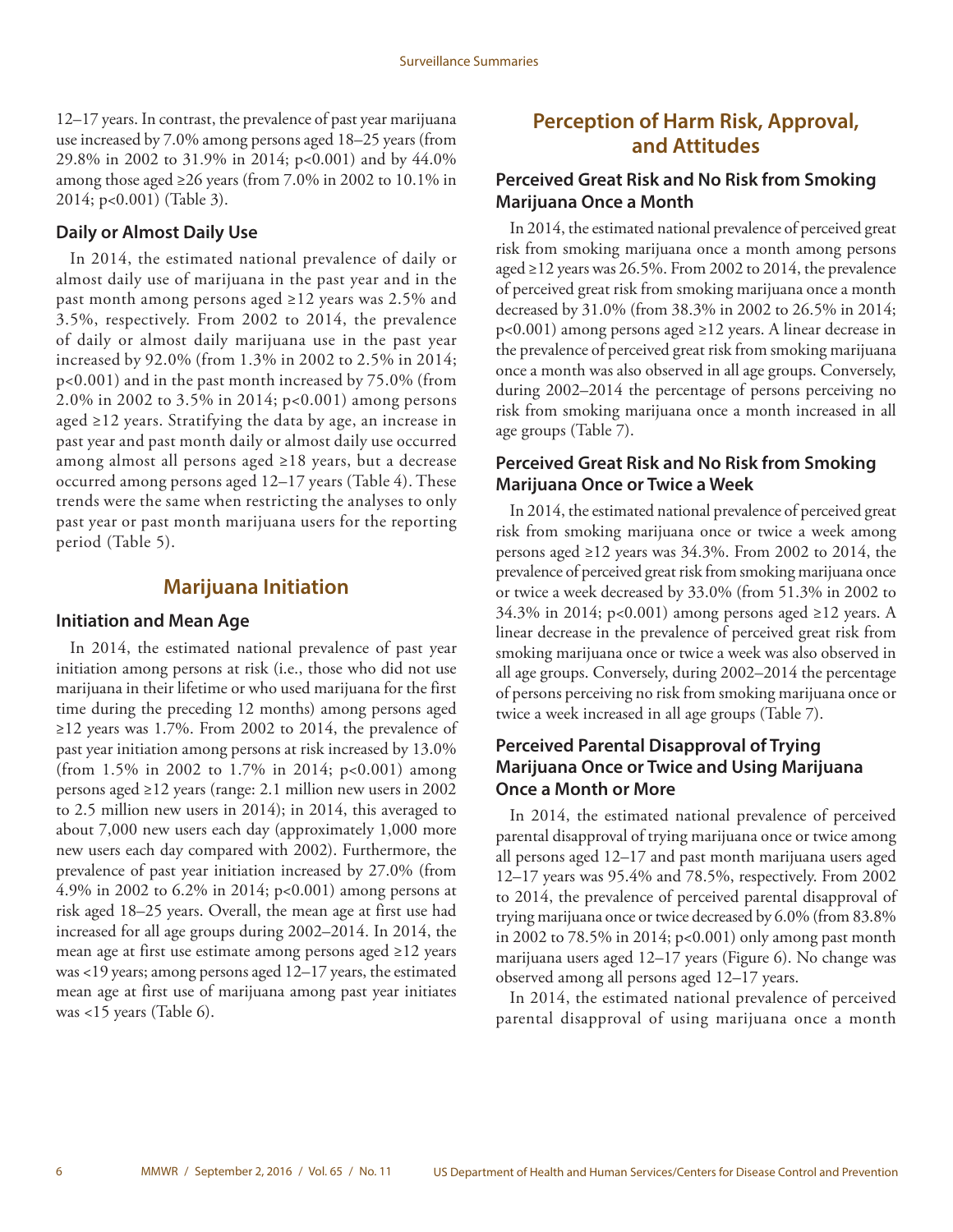12–17 years. In contrast, the prevalence of past year marijuana use increased by 7.0% among persons aged 18–25 years (from 29.8% in 2002 to 31.9% in 2014; p<0.001) and by 44.0% among those aged ≥26 years (from 7.0% in 2002 to 10.1% in 2014; p<0.001) (Table 3).

### Daily or Almost Daily Use

In 2014, the estimated national prevalence of daily or almost daily use of marijuana in the past year and in the past month among persons aged ≥12 years was 2.5% and 3.5%, respectively. From 2002 to 2014, the prevalence of daily or almost daily marijuana use in the past year increased by 92.0% (from 1.3% in 2002 to 2.5% in 2014; p<0.001) and in the past month increased by 75.0% (from 2.0% in 2002 to 3.5% in 2014; p<0.001) among persons aged ≥12 years. Stratifying the data by age, an increase in past year and past month daily or almost daily use occurred among almost all persons aged ≥18 years, but a decrease occurred among persons aged 12–17 years (Table 4). These trends were the same when restricting the analyses to only past year or past month marijuana users for the reporting period (Table 5).

## Marijuana Initiation

### Initiation and Mean Age

In 2014, the estimated national prevalence of past year initiation among persons at risk (i.e., those who did not use marijuana in their lifetime or who used marijuana for the first time during the preceding 12 months) among persons aged ≥12 years was 1.7%. From 2002 to 2014, the prevalence of past year initiation among persons at risk increased by 13.0% (from 1.5% in 2002 to 1.7% in 2014; p<0.001) among persons aged ≥12 years (range: 2.1 million new users in 2002 to 2.5 million new users in 2014); in 2014, this averaged to about 7,000 new users each day (approximately 1,000 more new users each day compared with 2002). Furthermore, the prevalence of past year initiation increased by 27.0% (from 4.9% in 2002 to 6.2% in 2014; p<0.001) among persons at risk aged 18–25 years. Overall, the mean age at first use had increased for all age groups during 2002–2014. In 2014, the mean age at first use estimate among persons aged ≥12 years was <19 years; among persons aged 12–17 years, the estimated mean age at first use of marijuana among past year initiates was <15 years (Table 6).

## Perception of Harm Risk, Approval, and Attitudes

### Perceived Great Risk and No Risk from Smoking Marijuana Once a Month

In 2014, the estimated national prevalence of perceived great risk from smoking marijuana once a month among persons aged ≥12 years was 26.5%. From 2002 to 2014, the prevalence of perceived great risk from smoking marijuana once a month decreased by 31.0% (from 38.3% in 2002 to 26.5% in 2014; p<0.001) among persons aged ≥12 years. A linear decrease in the prevalence of perceived great risk from smoking marijuana once a month was also observed in all age groups. Conversely, during 2002–2014 the percentage of persons perceiving no risk from smoking marijuana once a month increased in all age groups (Table 7).

### Perceived Great Risk and No Risk from Smoking Marijuana Once or Twice a Week

In 2014, the estimated national prevalence of perceived great risk from smoking marijuana once or twice a week among persons aged ≥12 years was 34.3%. From 2002 to 2014, the prevalence of perceived great risk from smoking marijuana once or twice a week decreased by 33.0% (from 51.3% in 2002 to 34.3% in 2014; p<0.001) among persons aged ≥12 years. A linear decrease in the prevalence of perceived great risk from smoking marijuana once or twice a week was also observed in all age groups. Conversely, during 2002–2014 the percentage of persons perceiving no risk from smoking marijuana once or twice a week increased in all age groups (Table 7).

### Perceived Parental Disapproval of Trying Marijuana Once or Twice and Using Marijuana Once a Month or More

In 2014, the estimated national prevalence of perceived parental disapproval of trying marijuana once or twice among all persons aged 12–17 and past month marijuana users aged 12–17 years was 95.4% and 78.5%, respectively. From 2002 to 2014, the prevalence of perceived parental disapproval of trying marijuana once or twice decreased by 6.0% (from 83.8% in 2002 to 78.5% in 2014; p<0.001) only among past month marijuana users aged 12–17 years (Figure 6). No change was observed among all persons aged 12–17 years.

In 2014, the estimated national prevalence of perceived parental disapproval of using marijuana once a month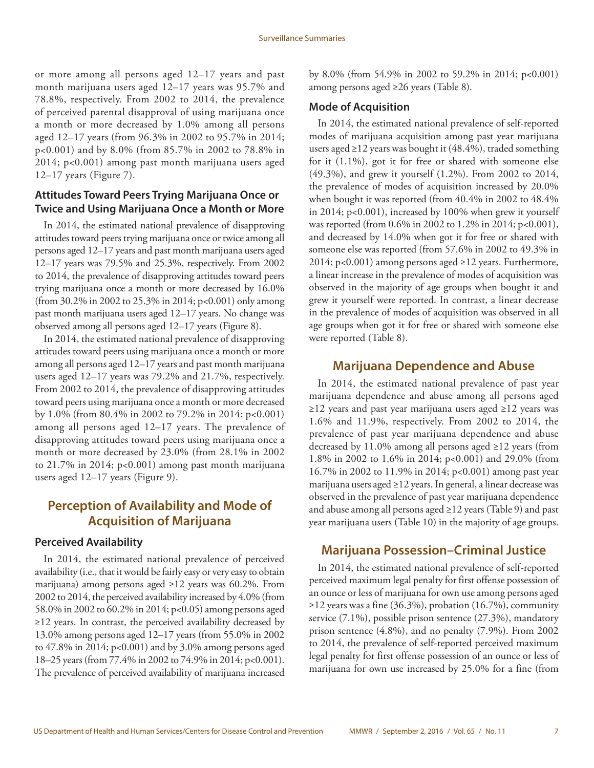or more among all persons aged 12–17 years and past month marijuana users aged 12–17 years was 95.7% and 78.8%, respectively. From 2002 to 2014, the prevalence of perceived parental disapproval of using marijuana once a month or more decreased by 1.0% among all persons aged 12–17 years (from 96.3% in 2002 to 95.7% in 2014; p<0.001) and by 8.0% (from 85.7% in 2002 to 78.8% in 2014; p<0.001) among past month marijuana users aged 12–17 years (Figure 7).

### Attitudes Toward Peers Trying Marijuana Once or Twice and Using Marijuana Once a Month or More

In 2014, the estimated national prevalence of disapproving attitudes toward peers trying marijuana once or twice among all persons aged 12–17 years and past month marijuana users aged 12–17 years was 79.5% and 25.3%, respectively. From 2002 to 2014, the prevalence of disapproving attitudes toward peers trying marijuana once a month or more decreased by 16.0% (from 30.2% in 2002 to 25.3% in 2014; p<0.001) only among past month marijuana users aged 12–17 years. No change was observed among all persons aged 12–17 years (Figure 8).

In 2014, the estimated national prevalence of disapproving attitudes toward peers using marijuana once a month or more among all persons aged 12–17 years and past month marijuana users aged 12–17 years was 79.2% and 21.7%, respectively. From 2002 to 2014, the prevalence of disapproving attitudes toward peers using marijuana once a month or more decreased by 1.0% (from 80.4% in 2002 to 79.2% in 2014; p<0.001) among all persons aged 12–17 years. The prevalence of disapproving attitudes toward peers using marijuana once a month or more decreased by 23.0% (from 28.1% in 2002 to 21.7% in 2014; p<0.001) among past month marijuana users aged 12–17 years (Figure 9).

## Perception of Availability and Mode of Acquisition of Marijuana

### Perceived Availability

In 2014, the estimated national prevalence of perceived availability (i.e., that it would be fairly easy or very easy to obtain marijuana) among persons aged ≥12 years was 60.2%. From 2002 to 2014, the perceived availability increased by 4.0% (from 58.0% in 2002 to 60.2% in 2014; p<0.05) among persons aged ≥12 years. In contrast, the perceived availability decreased by 13.0% among persons aged 12–17 years (from 55.0% in 2002 to 47.8% in 2014; p<0.001) and by 3.0% among persons aged 18–25 years (from 77.4% in 2002 to 74.9% in 2014; p<0.001). The prevalence of perceived availability of marijuana increased by 8.0% (from 54.9% in 2002 to 59.2% in 2014; p<0.001) among persons aged ≥26 years (Table 8).

### Mode of Acquisition

In 2014, the estimated national prevalence of self-reported modes of marijuana acquisition among past year marijuana users aged ≥12 years was bought it (48.4%), traded something for it (1.1%), got it for free or shared with someone else (49.3%), and grew it yourself (1.2%). From 2002 to 2014, the prevalence of modes of acquisition increased by 20.0% when bought it was reported (from 40.4% in 2002 to 48.4% in 2014; p<0.001), increased by 100% when grew it yourself was reported (from 0.6% in 2002 to 1.2% in 2014; p<0.001), and decreased by 14.0% when got it for free or shared with someone else was reported (from 57.6% in 2002 to 49.3% in 2014; p<0.001) among persons aged ≥12 years. Furthermore, a linear increase in the prevalence of modes of acquisition was observed in the majority of age groups when bought it and grew it yourself were reported. In contrast, a linear decrease in the prevalence of modes of acquisition was observed in all age groups when got it for free or shared with someone else were reported (Table 8).

## Marijuana Dependence and Abuse

In 2014, the estimated national prevalence of past year marijuana dependence and abuse among all persons aged ≥12 years and past year marijuana users aged ≥12 years was 1.6% and 11.9%, respectively. From 2002 to 2014, the prevalence of past year marijuana dependence and abuse decreased by 11.0% among all persons aged ≥12 years (from 1.8% in 2002 to 1.6% in 2014; p<0.001) and 29.0% (from 16.7% in 2002 to 11.9% in 2014; p<0.001) among past year marijuana users aged ≥12 years. In general, a linear decrease was observed in the prevalence of past year marijuana dependence and abuse among all persons aged ≥12 years (Table 9) and past year marijuana users (Table 10) in the majority of age groups.

## Marijuana Possession–Criminal Justice

In 2014, the estimated national prevalence of self-reported perceived maximum legal penalty for first offense possession of an ounce or less of marijuana for own use among persons aged ≥12 years was a fine (36.3%), probation (16.7%), community service (7.1%), possible prison sentence (27.3%), mandatory prison sentence (4.8%), and no penalty (7.9%). From 2002 to 2014, the prevalence of self-reported perceived maximum legal penalty for first offense possession of an ounce or less of marijuana for own use increased by 25.0% for a fine (from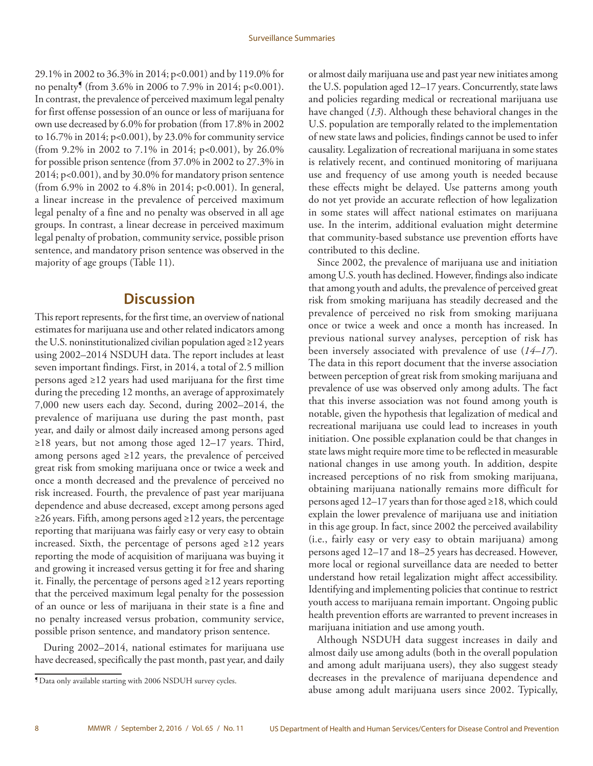29.1% in 2002 to 36.3% in 2014; p<0.001) and by 119.0% for no penalty[¶] (from 3.6% in 2006 to 7.9% in 2014; p<0.001). In contrast, the prevalence of perceived maximum legal penalty for first offense possession of an ounce or less of marijuana for own use decreased by 6.0% for probation (from 17.8% in 2002 to 16.7% in 2014; p<0.001), by 23.0% for community service (from 9.2% in 2002 to 7.1% in 2014; p<0.001), by 26.0% for possible prison sentence (from 37.0% in 2002 to 27.3% in 2014; p<0.001), and by 30.0% for mandatory prison sentence (from 6.9% in 2002 to 4.8% in 2014; p<0.001). In general, a linear increase in the prevalence of perceived maximum legal penalty of a fine and no penalty was observed in all age groups. In contrast, a linear decrease in perceived maximum legal penalty of probation, community service, possible prison sentence, and mandatory prison sentence was observed in the majority of age groups (Table 11).

## Discussion

This report represents, for the first time, an overview of national estimates for marijuana use and other related indicators among the U.S. noninstitutionalized civilian population aged ≥12 years using 2002–2014 NSDUH data. The report includes at least seven important findings. First, in 2014, a total of 2.5 million persons aged ≥12 years had used marijuana for the first time during the preceding 12 months, an average of approximately 7,000 new users each day. Second, during 2002–2014, the prevalence of marijuana use during the past month, past year, and daily or almost daily increased among persons aged ≥18 years, but not among those aged 12–17 years. Third, among persons aged ≥12 years, the prevalence of perceived great risk from smoking marijuana once or twice a week and once a month decreased and the prevalence of perceived no risk increased. Fourth, the prevalence of past year marijuana dependence and abuse decreased, except among persons aged ≥26 years. Fifth, among persons aged ≥12 years, the percentage reporting that marijuana was fairly easy or very easy to obtain increased. Sixth, the percentage of persons aged ≥12 years reporting the mode of acquisition of marijuana was buying it and growing it increased versus getting it for free and sharing it. Finally, the percentage of persons aged ≥12 years reporting that the perceived maximum legal penalty for the possession of an ounce or less of marijuana in their state is a fine and no penalty increased versus probation, community service, possible prison sentence, and mandatory prison sentence.

During 2002–2014, national estimates for marijuana use have decreased, specifically the past month, past year, and daily or almost daily marijuana use and past year new initiates among the U.S. population aged 12–17 years. Concurrently, state laws and policies regarding medical or recreational marijuana use have changed (*13*). Although these behavioral changes in the U.S. population are temporally related to the implementation of new state laws and policies, findings cannot be used to infer causality. Legalization of recreational marijuana in some states is relatively recent, and continued monitoring of marijuana use and frequency of use among youth is needed because these effects might be delayed. Use patterns among youth do not yet provide an accurate reflection of how legalization in some states will affect national estimates on marijuana use. In the interim, additional evaluation might determine that community-based substance use prevention efforts have contributed to this decline.

Since 2002, the prevalence of marijuana use and initiation among U.S. youth has declined. However, findings also indicate that among youth and adults, the prevalence of perceived great risk from smoking marijuana has steadily decreased and the prevalence of perceived no risk from smoking marijuana once or twice a week and once a month has increased. In previous national survey analyses, perception of risk has been inversely associated with prevalence of use (*14*–*17*). The data in this report document that the inverse association between perception of great risk from smoking marijuana and prevalence of use was observed only among adults. The fact that this inverse association was not found among youth is notable, given the hypothesis that legalization of medical and recreational marijuana use could lead to increases in youth initiation. One possible explanation could be that changes in state laws might require more time to be reflected in measurable national changes in use among youth. In addition, despite increased perceptions of no risk from smoking marijuana, obtaining marijuana nationally remains more difficult for persons aged 12–17 years than for those aged ≥18, which could explain the lower prevalence of marijuana use and initiation in this age group. In fact, since 2002 the perceived availability (i.e., fairly easy or very easy to obtain marijuana) among persons aged 12–17 and 18–25 years has decreased. However, more local or regional surveillance data are needed to better understand how retail legalization might affect accessibility. Identifying and implementing policies that continue to restrict youth access to marijuana remain important. Ongoing public health prevention efforts are warranted to prevent increases in marijuana initiation and use among youth.

Although NSDUH data suggest increases in daily and almost daily use among adults (both in the overall population and among adult marijuana users), they also suggest steady decreases in the prevalence of marijuana dependence and abuse among adult marijuana users since 2002. Typically,

[¶] Data only available starting with 2006 NSDUH survey cycles.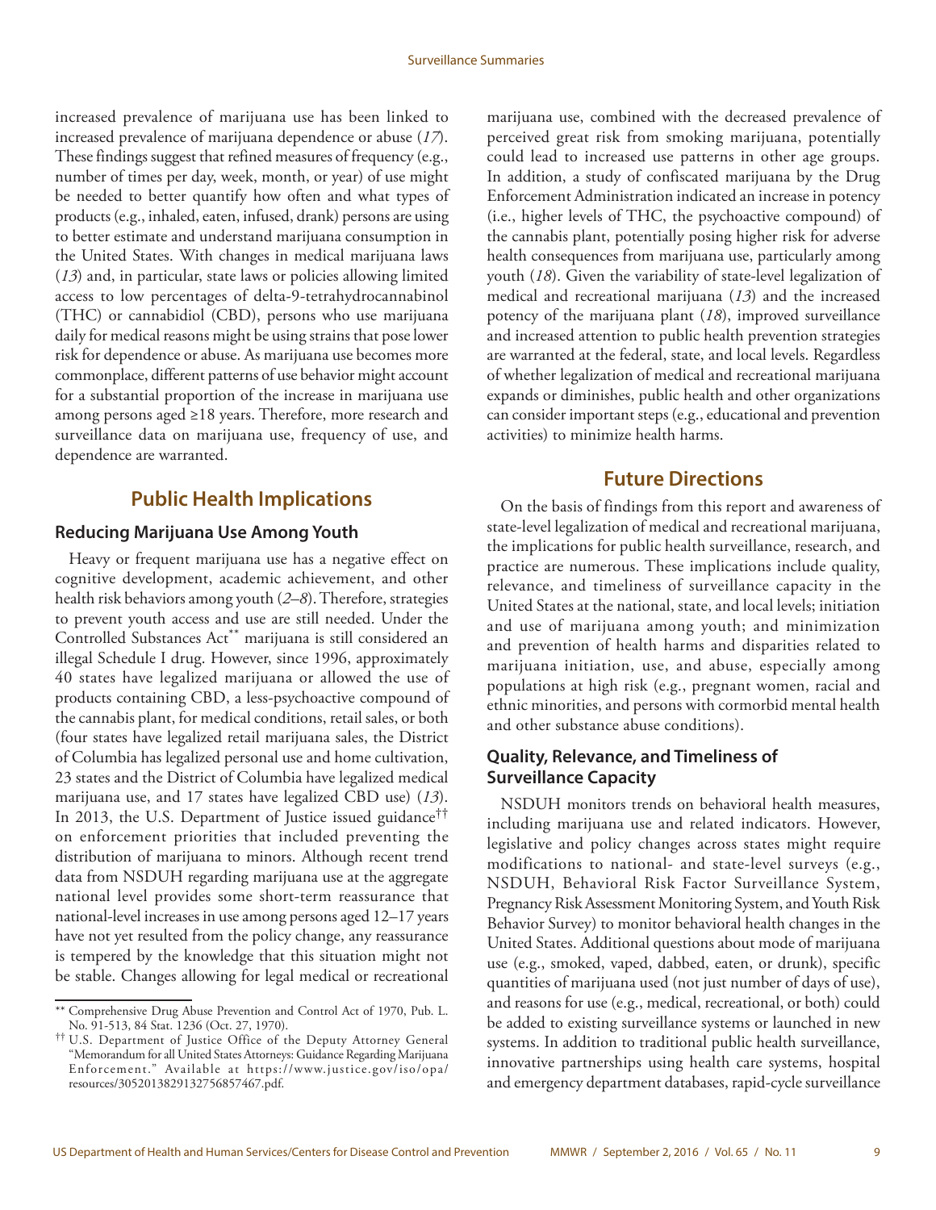increased prevalence of marijuana use has been linked to increased prevalence of marijuana dependence or abuse (*17*). These findings suggest that refined measures of frequency (e.g., number of times per day, week, month, or year) of use might be needed to better quantify how often and what types of products (e.g., inhaled, eaten, infused, drank) persons are using to better estimate and understand marijuana consumption in the United States. With changes in medical marijuana laws (*13*) and, in particular, state laws or policies allowing limited access to low percentages of delta-9-tetrahydrocannabinol (THC) or cannabidiol (CBD), persons who use marijuana daily for medical reasons might be using strains that pose lower risk for dependence or abuse. As marijuana use becomes more commonplace, different patterns of use behavior might account for a substantial proportion of the increase in marijuana use among persons aged ≥18 years. Therefore, more research and surveillance data on marijuana use, frequency of use, and dependence are warranted.

## Public Health Implications

### Reducing Marijuana Use Among Youth

Heavy or frequent marijuana use has a negative effect on cognitive development, academic achievement, and other health risk behaviors among youth (*2*–*8*). Therefore, strategies to prevent youth access and use are still needed. Under the Controlled Substances Act[**] marijuana is still considered an illegal Schedule I drug. However, since 1996, approximately 40 states have legalized marijuana or allowed the use of products containing CBD, a less-psychoactive compound of the cannabis plant, for medical conditions, retail sales, or both (four states have legalized retail marijuana sales, the District of Columbia has legalized personal use and home cultivation, 23 states and the District of Columbia have legalized medical marijuana use, and 17 states have legalized CBD use) (*13*). In 2013, the U.S. Department of Justice issued guidance[††] on enforcement priorities that included preventing the distribution of marijuana to minors. Although recent trend data from NSDUH regarding marijuana use at the aggregate national level provides some short-term reassurance that national-level increases in use among persons aged 12–17 years have not yet resulted from the policy change, any reassurance is tempered by the knowledge that this situation might not be stable. Changes allowing for legal medical or recreational marijuana use, combined with the decreased prevalence of perceived great risk from smoking marijuana, potentially could lead to increased use patterns in other age groups. In addition, a study of confiscated marijuana by the Drug Enforcement Administration indicated an increase in potency (i.e., higher levels of THC, the psychoactive compound) of the cannabis plant, potentially posing higher risk for adverse health consequences from marijuana use, particularly among youth (*18*). Given the variability of state-level legalization of medical and recreational marijuana (*13*) and the increased potency of the marijuana plant (*18*), improved surveillance and increased attention to public health prevention strategies are warranted at the federal, state, and local levels. Regardless of whether legalization of medical and recreational marijuana expands or diminishes, public health and other organizations can consider important steps (e.g., educational and prevention activities) to minimize health harms.

## Future Directions

On the basis of findings from this report and awareness of state-level legalization of medical and recreational marijuana, the implications for public health surveillance, research, and practice are numerous. These implications include quality, relevance, and timeliness of surveillance capacity in the United States at the national, state, and local levels; initiation and use of marijuana among youth; and minimization and prevention of health harms and disparities related to marijuana initiation, use, and abuse, especially among populations at high risk (e.g., pregnant women, racial and ethnic minorities, and persons with cormorbid mental health and other substance abuse conditions).

### Quality, Relevance, and Timeliness of Surveillance Capacity

NSDUH monitors trends on behavioral health measures, including marijuana use and related indicators. However, legislative and policy changes across states might require modifications to national- and state-level surveys (e.g., NSDUH, Behavioral Risk Factor Surveillance System, Pregnancy Risk Assessment Monitoring System, and Youth Risk Behavior Survey) to monitor behavioral health changes in the United States. Additional questions about mode of marijuana use (e.g., smoked, vaped, dabbed, eaten, or drunk), specific quantities of marijuana used (not just number of days of use), and reasons for use (e.g., medical, recreational, or both) could be added to existing surveillance systems or launched in new systems. In addition to traditional public health surveillance, innovative partnerships using health care systems, hospital and emergency department databases, rapid-cycle surveillance

---

[**] Comprehensive Drug Abuse Prevention and Control Act of 1970, Pub. L. No. 91-513, 84 Stat. 1236 (Oct. 27, 1970).

[††] U.S. Department of Justice Office of the Deputy Attorney General "Memorandum for all United States Attorneys: Guidance Regarding Marijuana Enforcement." Available at https://www.justice.gov/iso/opa/resources/3052013829132756857467.pdf.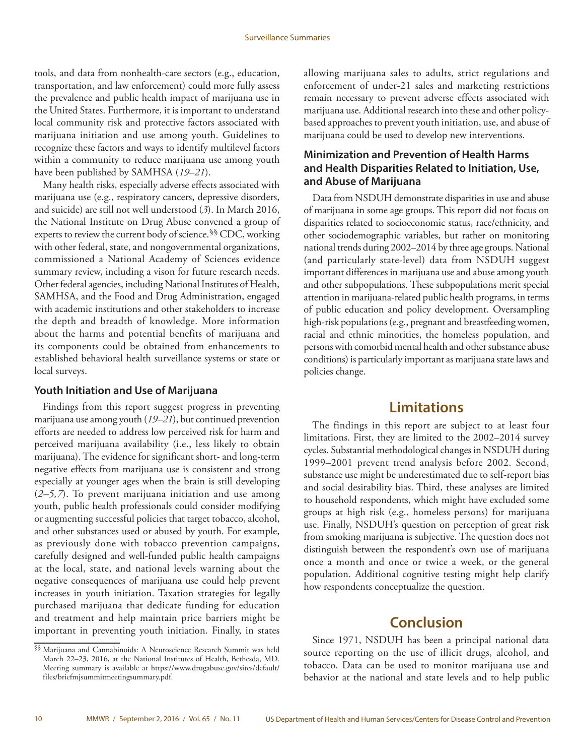tools, and data from nonhealth-care sectors (e.g., education, transportation, and law enforcement) could more fully assess the prevalence and public health impact of marijuana use in the United States. Furthermore, it is important to understand local community risk and protective factors associated with marijuana initiation and use among youth. Guidelines to recognize these factors and ways to identify multilevel factors within a community to reduce marijuana use among youth have been published by SAMHSA (*19–21*).

Many health risks, especially adverse effects associated with marijuana use (e.g., respiratory cancers, depressive disorders, and suicide) are still not well understood (*3*). In March 2016, the National Institute on Drug Abuse convened a group of experts to review the current body of science.[§§] CDC, working with other federal, state, and nongovernmental organizations, commissioned a National Academy of Sciences evidence summary review, including a vison for future research needs. Other federal agencies, including National Institutes of Health, SAMHSA, and the Food and Drug Administration, engaged with academic institutions and other stakeholders to increase the depth and breadth of knowledge. More information about the harms and potential benefits of marijuana and its components could be obtained from enhancements to established behavioral health surveillance systems or state or local surveys.

### Youth Initiation and Use of Marijuana

Findings from this report suggest progress in preventing marijuana use among youth (*19–21*), but continued prevention efforts are needed to address low perceived risk for harm and perceived marijuana availability (i.e., less likely to obtain marijuana). The evidence for significant short- and long-term negative effects from marijuana use is consistent and strong especially at younger ages when the brain is still developing (*2–5,7*). To prevent marijuana initiation and use among youth, public health professionals could consider modifying or augmenting successful policies that target tobacco, alcohol, and other substances used or abused by youth. For example, as previously done with tobacco prevention campaigns, carefully designed and well-funded public health campaigns at the local, state, and national levels warning about the negative consequences of marijuana use could help prevent increases in youth initiation. Taxation strategies for legally purchased marijuana that dedicate funding for education and treatment and help maintain price barriers might be important in preventing youth initiation. Finally, in states allowing marijuana sales to adults, strict regulations and enforcement of under-21 sales and marketing restrictions remain necessary to prevent adverse effects associated with marijuana use. Additional research into these and other policy-based approaches to prevent youth initiation, use, and abuse of marijuana could be used to develop new interventions.

### Minimization and Prevention of Health Harms and Health Disparities Related to Initiation, Use, and Abuse of Marijuana

Data from NSDUH demonstrate disparities in use and abuse of marijuana in some age groups. This report did not focus on disparities related to socioeconomic status, race/ethnicity, and other sociodemographic variables, but rather on monitoring national trends during 2002–2014 by three age groups. National (and particularly state-level) data from NSDUH suggest important differences in marijuana use and abuse among youth and other subpopulations. These subpopulations merit special attention in marijuana-related public health programs, in terms of public education and policy development. Oversampling high-risk populations (e.g., pregnant and breastfeeding women, racial and ethnic minorities, the homeless population, and persons with comorbid mental health and other substance abuse conditions) is particularly important as marijuana state laws and policies change.

## Limitations

The findings in this report are subject to at least four limitations. First, they are limited to the 2002–2014 survey cycles. Substantial methodological changes in NSDUH during 1999–2001 prevent trend analysis before 2002. Second, substance use might be underestimated due to self-report bias and social desirability bias. Third, these analyses are limited to household respondents, which might have excluded some groups at high risk (e.g., homeless persons) for marijuana use. Finally, NSDUH's question on perception of great risk from smoking marijuana is subjective. The question does not distinguish between the respondent's own use of marijuana once a month and once or twice a week, or the general population. Additional cognitive testing might help clarify how respondents conceptualize the question.

## Conclusion

Since 1971, NSDUH has been a principal national data source reporting on the use of illicit drugs, alcohol, and tobacco. Data can be used to monitor marijuana use and behavior at the national and state levels and to help public

---

[§§] Marijuana and Cannabinoids: A Neuroscience Research Summit was held March 22–23, 2016, at the National Institutes of Health, Bethesda, MD. Meeting summary is available at https://www.drugabuse.gov/sites/default/files/briefmjsummitmeetingsummary.pdf.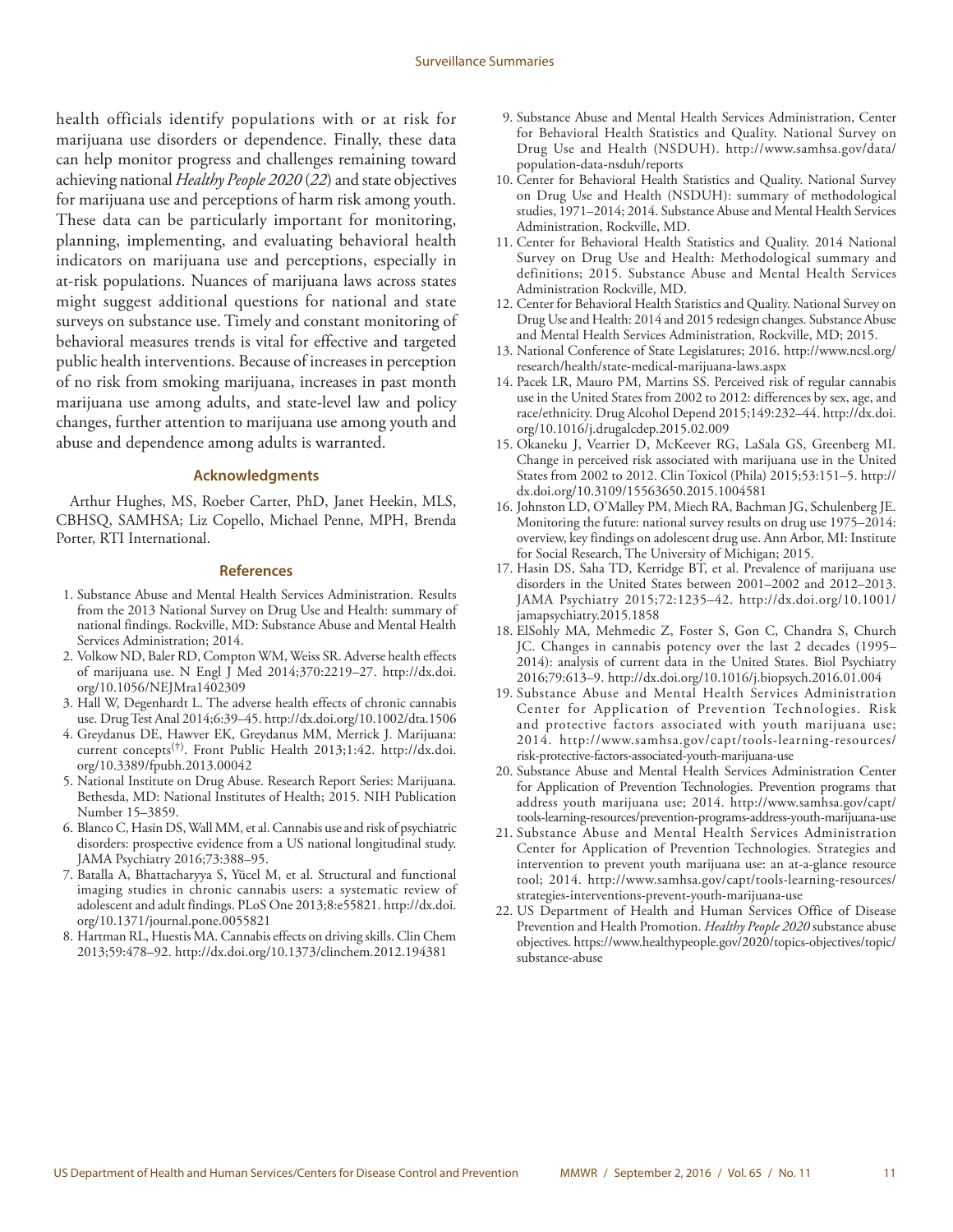health officials identify populations with or at risk for marijuana use disorders or dependence. Finally, these data can help monitor progress and challenges remaining toward achieving national *Healthy People 2020* (*22*) and state objectives for marijuana use and perceptions of harm risk among youth. These data can be particularly important for monitoring, planning, implementing, and evaluating behavioral health indicators on marijuana use and perceptions, especially in at-risk populations. Nuances of marijuana laws across states might suggest additional questions for national and state surveys on substance use. Timely and constant monitoring of behavioral measures trends is vital for effective and targeted public health interventions. Because of increases in perception of no risk from smoking marijuana, increases in past month marijuana use among adults, and state-level law and policy changes, further attention to marijuana use among youth and abuse and dependence among adults is warranted.

## Acknowledgments

Arthur Hughes, MS, Roeber Carter, PhD, Janet Heekin, MLS, CBHSQ, SAMHSA; Liz Copello, Michael Penne, MPH, Brenda Porter, RTI International.

## References

1. Substance Abuse and Mental Health Services Administration. Results from the 2013 National Survey on Drug Use and Health: summary of national findings. Rockville, MD: Substance Abuse and Mental Health Services Administration; 2014.
2. Volkow ND, Baler RD, Compton WM, Weiss SR. Adverse health effects of marijuana use. N Engl J Med 2014;370:2219–27. http://dx.doi.org/10.1056/NEJMra1402309
3. Hall W, Degenhardt L. The adverse health effects of chronic cannabis use. Drug Test Anal 2014;6:39–45. http://dx.doi.org/10.1002/dta.1506
4. Greydanus DE, Hawver EK, Greydanus MM, Merrick J. Marijuana: current concepts[†]. Front Public Health 2013;1:42. http://dx.doi.org/10.3389/fpubh.2013.00042
5. National Institute on Drug Abuse. Research Report Series: Marijuana. Bethesda, MD: National Institutes of Health; 2015. NIH Publication Number 15–3859.
6. Blanco C, Hasin DS, Wall MM, et al. Cannabis use and risk of psychiatric disorders: prospective evidence from a US national longitudinal study. JAMA Psychiatry 2016;73:388–95.
7. Batalla A, Bhattacharyya S, Yücel M, et al. Structural and functional imaging studies in chronic cannabis users: a systematic review of adolescent and adult findings. PLoS One 2013;8:e55821. http://dx.doi.org/10.1371/journal.pone.0055821
8. Hartman RL, Huestis MA. Cannabis effects on driving skills. Clin Chem 2013;59:478–92. http://dx.doi.org/10.1373/clinchem.2012.194381
9. Substance Abuse and Mental Health Services Administration, Center for Behavioral Health Statistics and Quality. National Survey on Drug Use and Health (NSDUH). http://www.samhsa.gov/data/population-data-nsduh/reports
10. Center for Behavioral Health Statistics and Quality. National Survey on Drug Use and Health (NSDUH): summary of methodological studies, 1971–2014; 2014. Substance Abuse and Mental Health Services Administration, Rockville, MD.
11. Center for Behavioral Health Statistics and Quality. 2014 National Survey on Drug Use and Health: Methodological summary and definitions; 2015. Substance Abuse and Mental Health Services Administration Rockville, MD.
12. Center for Behavioral Health Statistics and Quality. National Survey on Drug Use and Health: 2014 and 2015 redesign changes. Substance Abuse and Mental Health Services Administration, Rockville, MD; 2015.
13. National Conference of State Legislatures; 2016. http://www.ncsl.org/research/health/state-medical-marijuana-laws.aspx
14. Pacek LR, Mauro PM, Martins SS. Perceived risk of regular cannabis use in the United States from 2002 to 2012: differences by sex, age, and race/ethnicity. Drug Alcohol Depend 2015;149:232–44. http://dx.doi.org/10.1016/j.drugalcdep.2015.02.009
15. Okaneku J, Vearrier D, McKeever RG, LaSala GS, Greenberg MI. Change in perceived risk associated with marijuana use in the United States from 2002 to 2012. Clin Toxicol (Phila) 2015;53:151–5. http://dx.doi.org/10.3109/15563650.2015.1004581
16. Johnston LD, O'Malley PM, Miech RA, Bachman JG, Schulenberg JE. Monitoring the future: national survey results on drug use 1975–2014: overview, key findings on adolescent drug use. Ann Arbor, MI: Institute for Social Research, The University of Michigan; 2015.
17. Hasin DS, Saha TD, Kerridge BT, et al. Prevalence of marijuana use disorders in the United States between 2001–2002 and 2012–2013. JAMA Psychiatry 2015;72:1235–42. http://dx.doi.org/10.1001/jamapsychiatry.2015.1858
18. ElSohly MA, Mehmedic Z, Foster S, Gon C, Chandra S, Church JC. Changes in cannabis potency over the last 2 decades (1995–2014): analysis of current data in the United States. Biol Psychiatry 2016;79:613–9. http://dx.doi.org/10.1016/j.biopsych.2016.01.004
19. Substance Abuse and Mental Health Services Administration Center for Application of Prevention Technologies. Risk and protective factors associated with youth marijuana use; 2014. http://www.samhsa.gov/capt/tools-learning-resources/risk-protective-factors-associated-youth-marijuana-use
20. Substance Abuse and Mental Health Services Administration Center for Application of Prevention Technologies. Prevention programs that address youth marijuana use; 2014. http://www.samhsa.gov/capt/tools-learning-resources/prevention-programs-address-youth-marijuana-use
21. Substance Abuse and Mental Health Services Administration Center for Application of Prevention Technologies. Strategies and intervention to prevent youth marijuana use: an at-a-glance resource tool; 2014. http://www.samhsa.gov/capt/tools-learning-resources/strategies-interventions-prevent-youth-marijuana-use
22. US Department of Health and Human Services Office of Disease Prevention and Health Promotion. *Healthy People 2020* substance abuse objectives. https://www.healthypeople.gov/2020/topics-objectives/topic/substance-abuse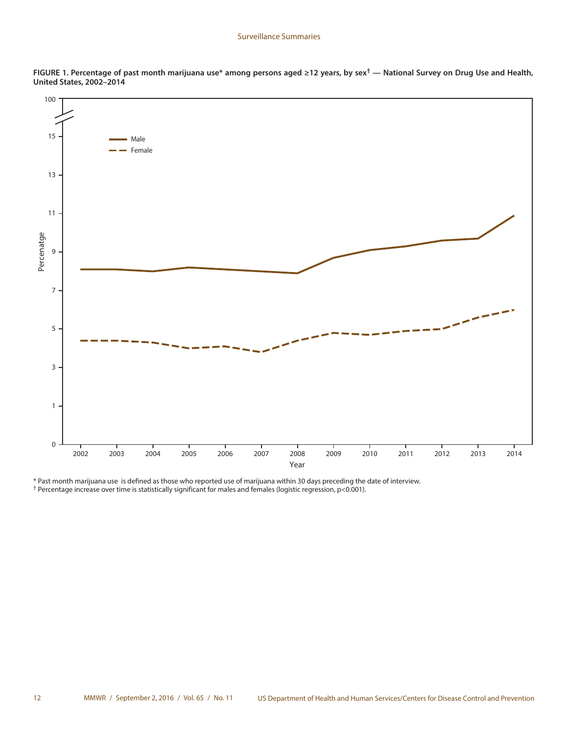**FIGURE 1. Percentage of past month marijuana use* among persons aged ≥12 years, by sex† — National Survey on Drug Use and Health, United States, 2002–2014**

\* Past month marijuana use is defined as those who reported use of marijuana within 30 days preceding the date of interview.

† Percentage increase over time is statistically significant for males and females (logistic regression, $p<0.001$).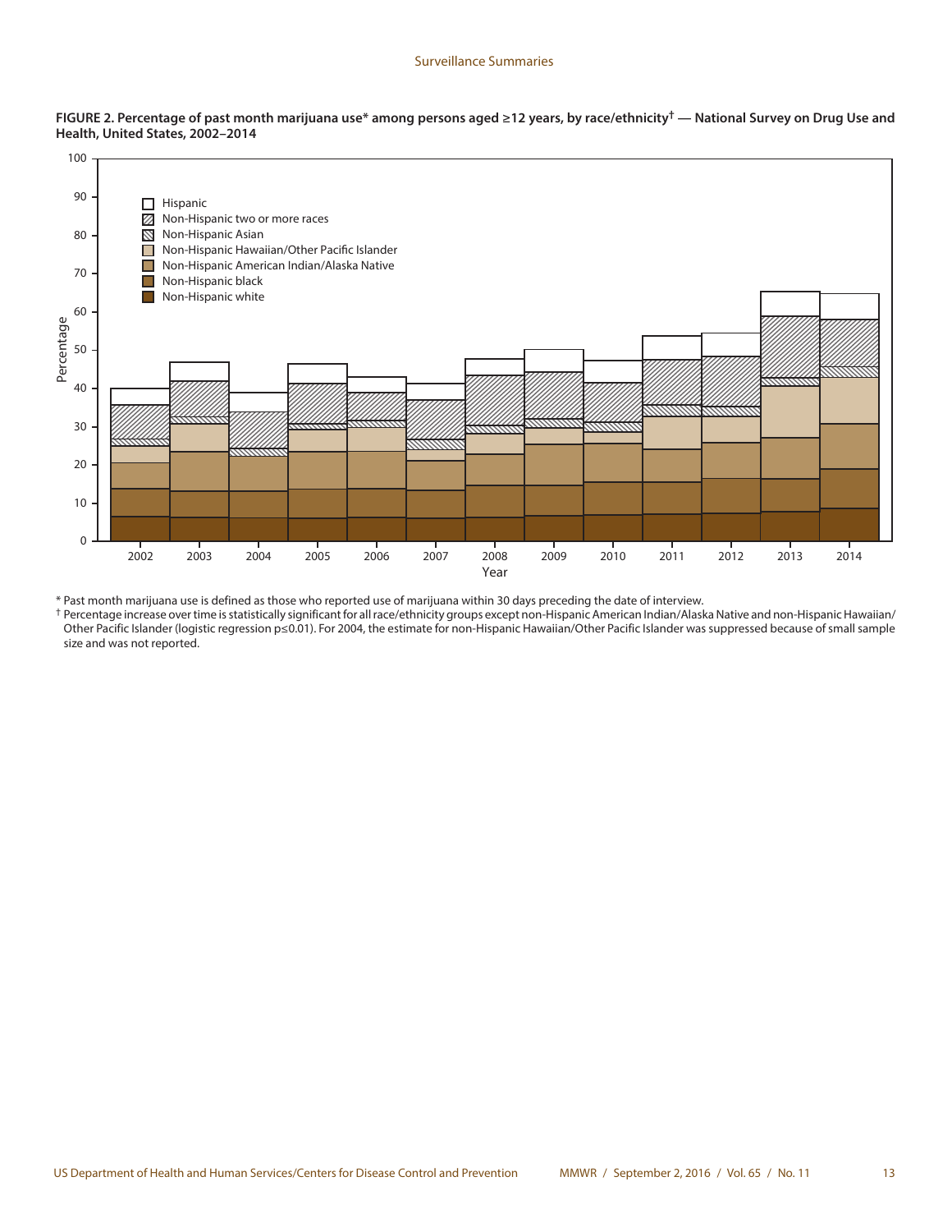**FIGURE 2. Percentage of past month marijuana use* among persons aged ≥12 years, by race/ethnicity† — National Survey on Drug Use and Health, United States, 2002–2014**

\* Past month marijuana use is defined as those who reported use of marijuana within 30 days preceding the date of interview.

† Percentage increase over time is statistically significant for all race/ethnicity groups except non-Hispanic American Indian/Alaska Native and non-Hispanic Hawaiian/Other Pacific Islander (logistic regression p≤0.01). For 2004, the estimate for non-Hispanic Hawaiian/Other Pacific Islander was suppressed because of small sample size and was not reported.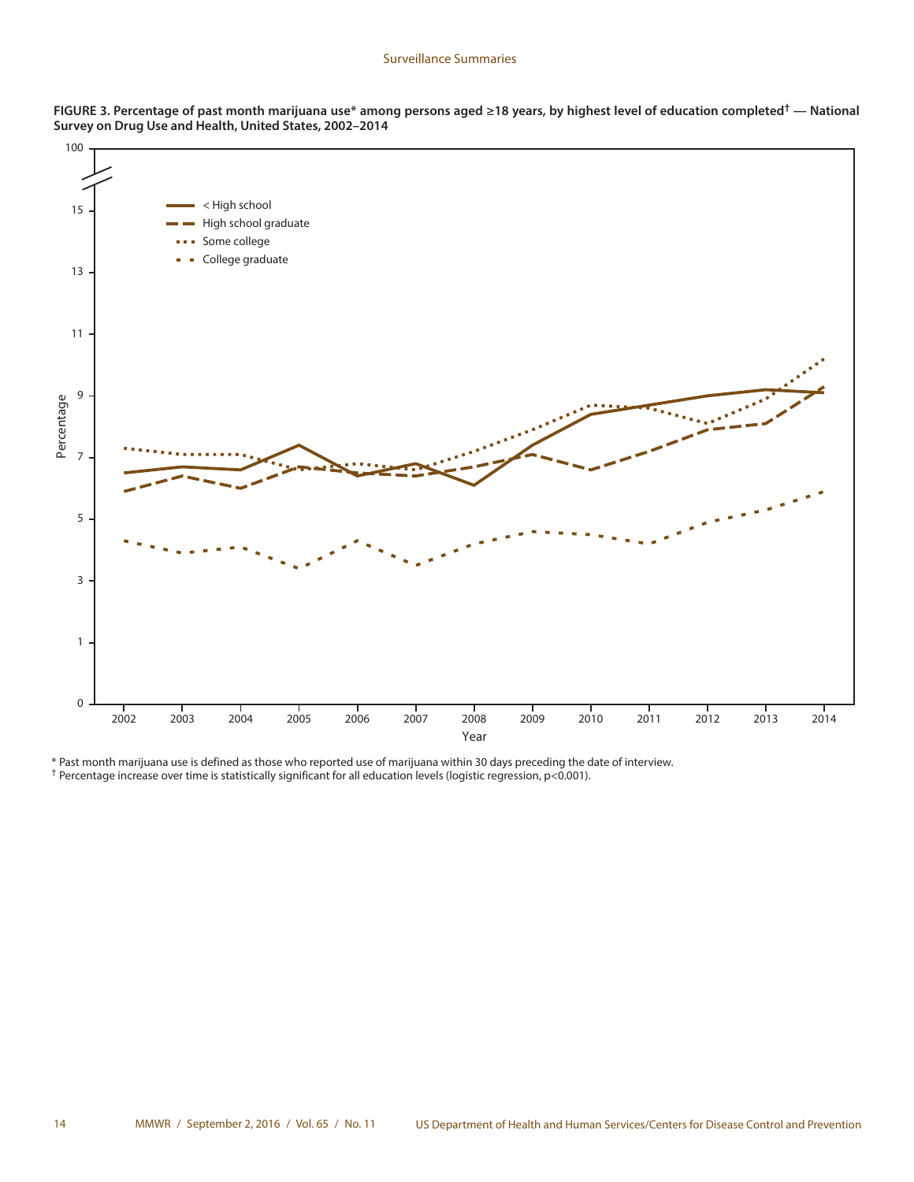**FIGURE 3. Percentage of past month marijuana use* among persons aged ≥18 years, by highest level of education completed† — National Survey on Drug Use and Health, United States, 2002–2014**

\* Past month marijuana use is defined as those who reported use of marijuana within 30 days preceding the date of interview.
† Percentage increase over time is statistically significant for all education levels (logistic regression, $p<0.001$).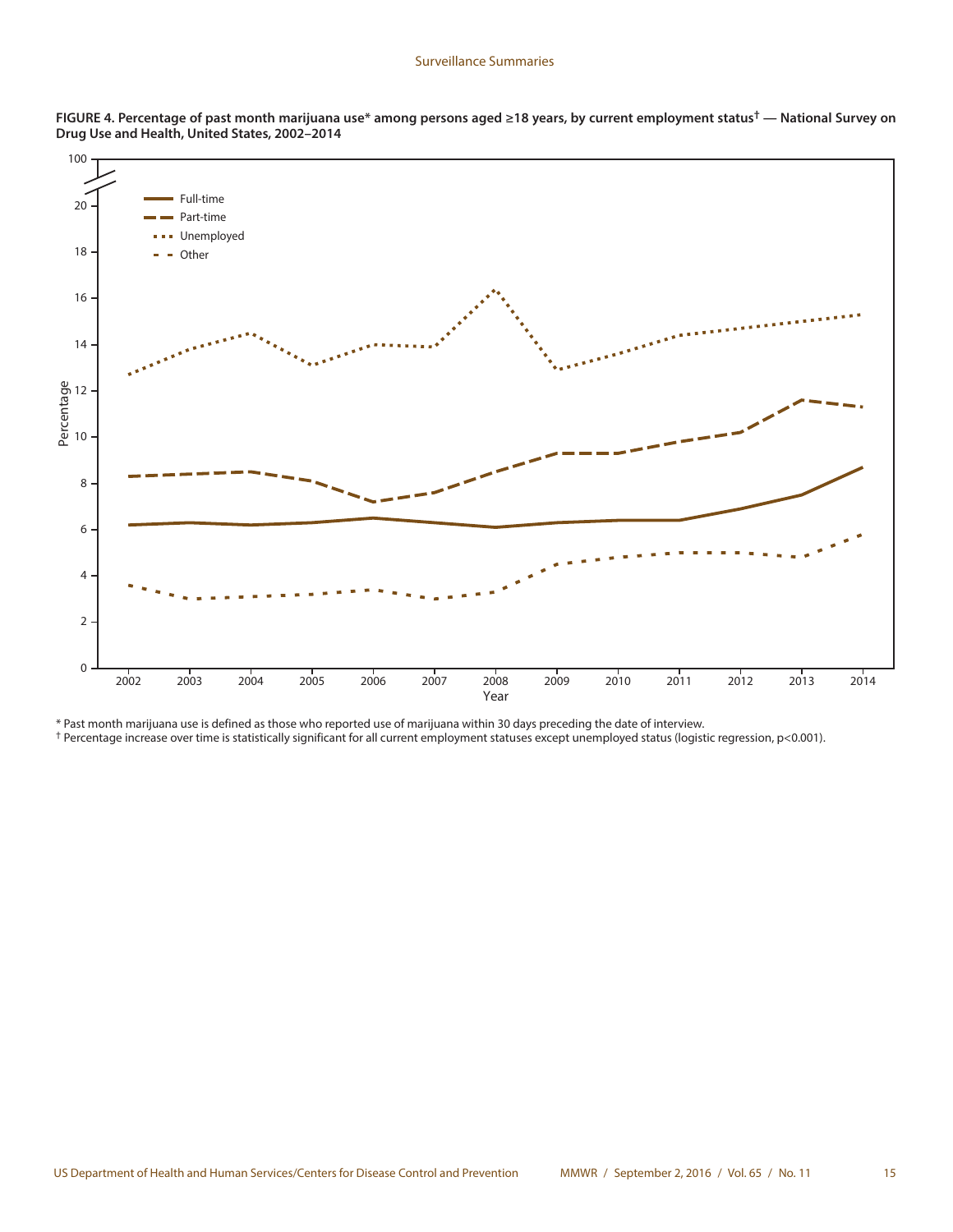**FIGURE 4. Percentage of past month marijuana use* among persons aged ≥18 years, by current employment status† — National Survey on Drug Use and Health, United States, 2002–2014**

* Past month marijuana use is defined as those who reported use of marijuana within 30 days preceding the date of interview.

† Percentage increase over time is statistically significant for all current employment statuses except unemployed status (logistic regression, $p<0.001$).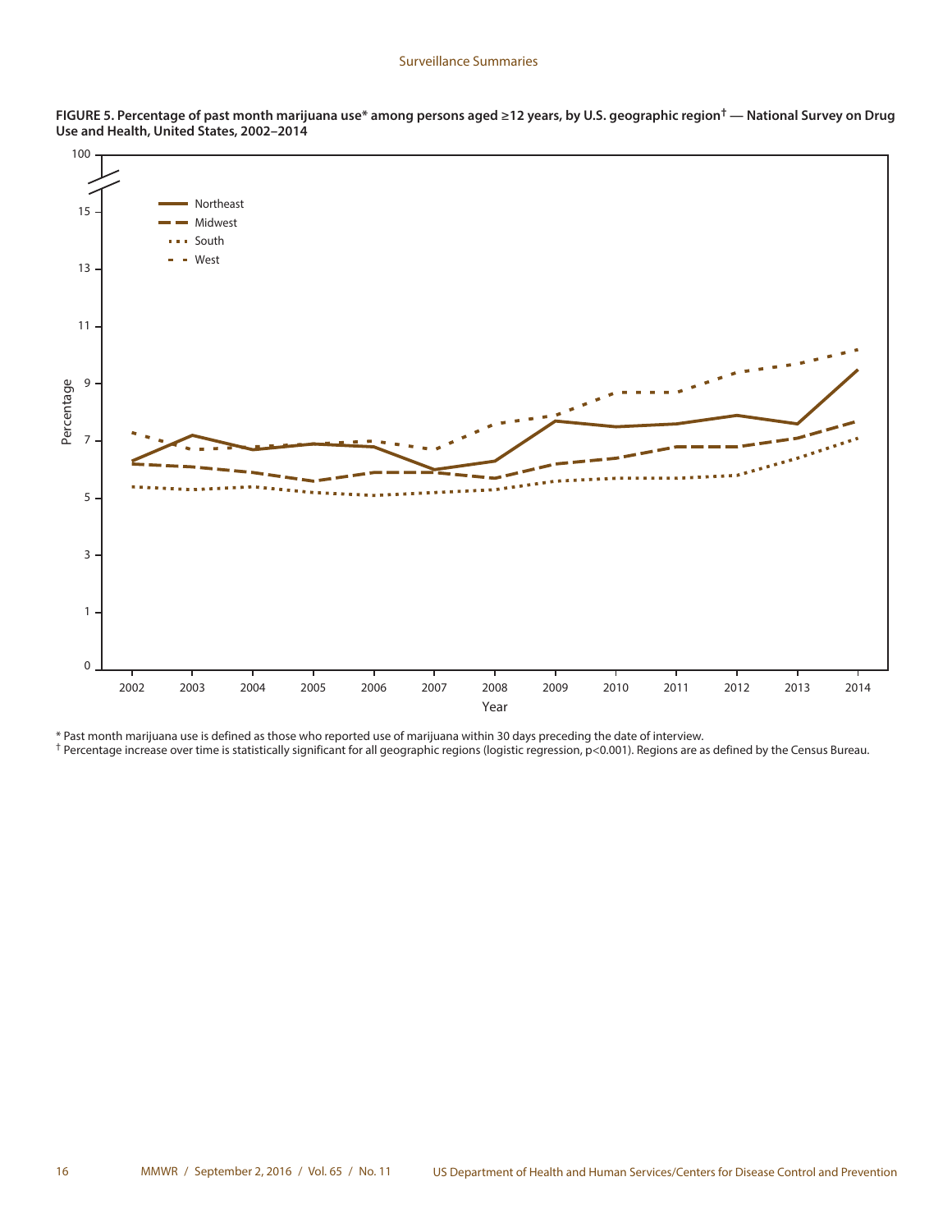**FIGURE 5. Percentage of past month marijuana use* among persons aged ≥12 years, by U.S. geographic region† — National Survey on Drug Use and Health, United States, 2002–2014**

* Past month marijuana use is defined as those who reported use of marijuana within 30 days preceding the date of interview.

† Percentage increase over time is statistically significant for all geographic regions (logistic regression, $p<0.001$). Regions are as defined by the Census Bureau.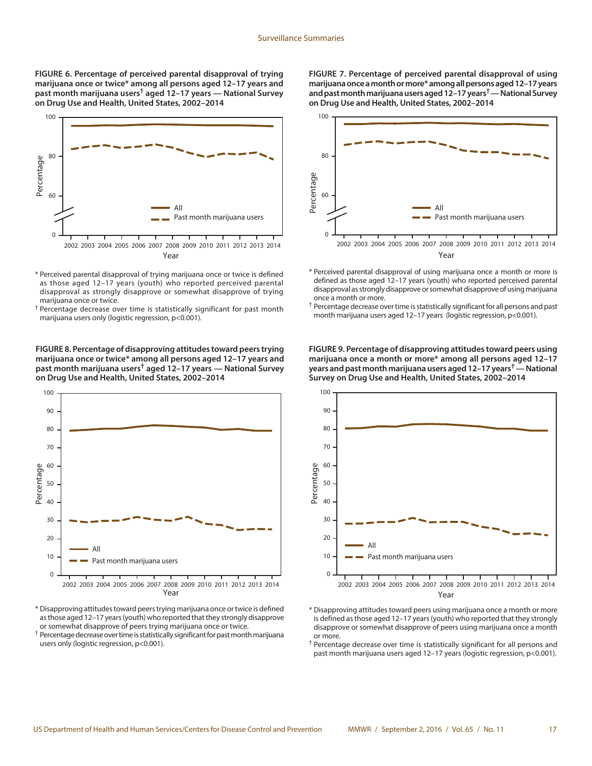**FIGURE 6. Percentage of perceived parental disapproval of trying marijuana once or twice* among all persons aged 12–17 years and past month marijuana users† aged 12–17 years — National Survey on Drug Use and Health, United States, 2002–2014**

* Perceived parental disapproval of trying marijuana once or twice is defined as those aged 12–17 years (youth) who reported perceived parental disapproval as strongly disapprove or somewhat disapprove of trying marijuana once or twice.

† Percentage decrease over time is statistically significant for past month marijuana users only (logistic regression, $p<0.001$).

**FIGURE 7. Percentage of perceived parental disapproval of using marijuana once a month or more* among all persons aged 12–17 years and past month marijuana users aged 12–17 years† — National Survey on Drug Use and Health, United States, 2002–2014**

* Perceived parental disapproval of using marijuana once a month or more is defined as those aged 12–17 years (youth) who reported perceived parental disapproval as strongly disapprove or somewhat disapprove of using marijuana once a month or more.

† Percentage decrease over time is statistically significant for all persons and past month marijuana users aged 12–17 years (logistic regression, $p<0.001$).

**FIGURE 8. Percentage of disapproving attitudes toward peers trying marijuana once or twice* among all persons aged 12–17 years and past month marijuana users† aged 12–17 years — National Survey on Drug Use and Health, United States, 2002–2014**

* Disapproving attitudes toward peers trying marijuana once or twice is defined as those aged 12–17 years (youth) who reported that they strongly disapprove or somewhat disapprove of peers trying marijuana once or twice.

† Percentage decrease over time is statistically significant for past month marijuana users only (logistic regression, $p<0.001$).

**FIGURE 9. Percentage of disapproving attitudes toward peers using marijuana once a month or more* among all persons aged 12–17 years and past month marijuana users aged 12–17 years† — National Survey on Drug Use and Health, United States, 2002–2014**

* Disapproving attitudes toward peers using marijuana once a month or more is defined as those aged 12–17 years (youth) who reported that they strongly disapprove or somewhat disapprove of peers using marijuana once a month or more.

† Percentage decrease over time is statistically significant for all persons and past month marijuana users aged 12–17 years (logistic regression, $p<0.001$).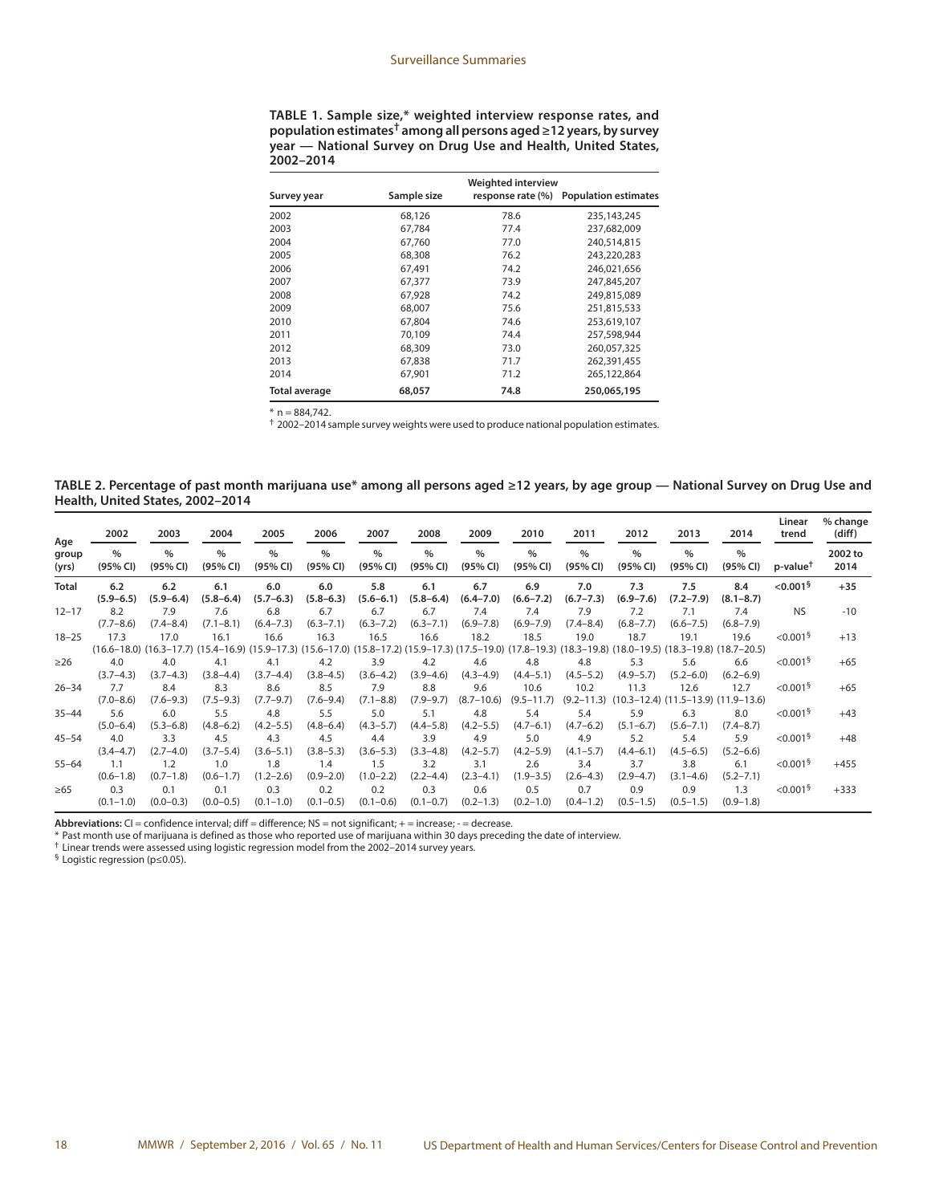**TABLE 1. Sample size,* weighted interview response rates, and population estimates† among all persons aged ≥12 years, by survey year — National Survey on Drug Use and Health, United States, 2002–2014**

| Survey year | Sample size | Weighted interview response rate (%) | Population estimates |
|---|---|---|---|
| 2002 | 68,126 | 78.6 | 235,143,245 |
| 2003 | 67,784 | 77.4 | 237,682,009 |
| 2004 | 67,760 | 77.0 | 240,514,815 |
| 2005 | 68,308 | 76.2 | 243,220,283 |
| 2006 | 67,491 | 74.2 | 246,021,656 |
| 2007 | 67,377 | 73.9 | 247,845,207 |
| 2008 | 67,928 | 74.2 | 249,815,089 |
| 2009 | 68,007 | 75.6 | 251,815,533 |
| 2010 | 67,804 | 74.6 | 253,619,107 |
| 2011 | 70,109 | 74.4 | 257,598,944 |
| 2012 | 68,309 | 73.0 | 260,057,325 |
| 2013 | 67,838 | 71.7 | 262,391,455 |
| 2014 | 67,901 | 71.2 | 265,122,864 |
| **Total average** | **68,057** | **74.8** | **250,065,195** |

* n = 884,742.
† 2002–2014 sample survey weights were used to produce national population estimates.

**TABLE 2. Percentage of past month marijuana use* among all persons aged ≥12 years, by age group — National Survey on Drug Use and Health, United States, 2002–2014**

| Age group (yrs) | 2002 | 2003 | 2004 | 2005 | 2006 | 2007 | 2008 | 2009 | 2010 | 2011 | 2012 | 2013 | 2014 | Linear trend | % change (diff) |
|---|---|---|---|---|---|---|---|---|---|---|---|---|---|---|---|
| | % (95% CI) | % (95% CI) | % (95% CI) | % (95% CI) | % (95% CI) | % (95% CI) | % (95% CI) | % (95% CI) | % (95% CI) | % (95% CI) | % (95% CI) | % (95% CI) | % (95% CI) | p-value† | 2002 to 2014 |
| **Total** | **6.2 (5.9–6.5)** | **6.2 (5.9–6.4)** | **6.1 (5.8–6.4)** | **6.0 (5.7–6.3)** | **6.0 (5.8–6.3)** | **5.8 (5.6–6.1)** | **6.1 (5.8–6.4)** | **6.7 (6.4–7.0)** | **6.9 (6.6–7.2)** | **7.0 (6.7–7.3)** | **7.3 (6.9–7.6)** | **7.5 (7.2–7.9)** | **8.4 (8.1–8.7)** | **<0.001§** | **+35** |
| 12–17 | 8.2 (7.7–8.6) | 7.9 (7.4–8.4) | 7.6 (7.1–8.1) | 6.8 (6.4–7.3) | 6.7 (6.3–7.1) | 6.7 (6.3–7.2) | 6.7 (6.3–7.1) | 7.4 (6.9–7.8) | 7.4 (6.9–7.9) | 7.9 (7.4–8.4) | 7.2 (6.8–7.7) | 7.1 (6.6–7.5) | 7.4 (6.8–7.9) | NS | -10 |
| 18–25 | 17.3 (16.6–18.0) | 17.0 (16.3–17.7) | 16.1 (15.4–16.9) | 16.6 (15.9–17.3) | 16.3 (15.6–17.0) | 16.5 (15.8–17.2) | 16.6 (15.9–17.3) | 18.2 (17.5–19.0) | 18.5 (17.8–19.3) | 19.0 (18.3–19.8) | 18.7 (18.0–19.5) | 19.1 (18.3–19.8) | 19.6 (18.7–20.5) | <0.001§ | +13 |
| ≥26 | 4.0 (3.7–4.3) | 4.0 (3.7–4.3) | 4.1 (3.8–4.4) | 4.1 (3.7–4.4) | 4.2 (3.8–4.5) | 3.9 (3.6–4.2) | 4.2 (3.9–4.6) | 4.6 (4.3–4.9) | 4.8 (4.4–5.1) | 4.8 (4.5–5.2) | 5.3 (4.9–5.7) | 5.6 (5.2–6.0) | 6.6 (6.2–6.9) | <0.001§ | +65 |
| 26–34 | 7.7 (7.0–8.6) | 8.4 (7.6–9.3) | 8.3 (7.5–9.3) | 8.6 (7.7–9.7) | 8.5 (7.6–9.4) | 7.9 (7.1–8.8) | 8.8 (7.9–9.7) | 9.6 (8.7–10.6) | 10.6 (9.5–11.7) | 10.2 (9.2–11.3) | 11.3 (10.3–12.4) | 12.6 (11.5–13.9) | 12.7 (11.9–13.6) | <0.001§ | +65 |
| 35–44 | 5.6 (5.0–6.4) | 6.0 (5.3–6.8) | 5.5 (4.8–6.2) | 4.8 (4.2–5.5) | 5.5 (4.8–6.4) | 5.0 (4.3–5.7) | 5.1 (4.4–5.8) | 4.8 (4.2–5.5) | 5.4 (4.7–6.1) | 5.4 (4.7–6.2) | 5.9 (5.1–6.7) | 6.3 (5.6–7.1) | 8.0 (7.4–8.7) | <0.001§ | +43 |
| 45–54 | 4.0 (3.4–4.7) | 3.3 (2.7–4.0) | 4.5 (3.7–5.4) | 4.3 (3.6–5.1) | 4.5 (3.8–5.3) | 4.4 (3.6–5.3) | 3.9 (3.3–4.8) | 4.9 (4.2–5.7) | 5.0 (4.2–5.9) | 4.9 (4.1–5.7) | 5.2 (4.4–6.1) | 5.4 (4.5–6.5) | 5.9 (5.2–6.6) | <0.001§ | +48 |
| 55–64 | 1.1 (0.6–1.8) | 1.2 (0.7–1.8) | 1.0 (0.6–1.7) | 1.8 (1.2–2.6) | 1.4 (0.9–2.0) | 1.5 (1.0–2.2) | 3.2 (2.2–4.4) | 3.1 (2.3–4.1) | 2.6 (1.9–3.5) | 3.4 (2.6–4.3) | 3.7 (2.9–4.7) | 3.8 (3.1–4.6) | 6.1 (5.2–7.1) | <0.001§ | +455 |
| ≥65 | 0.3 (0.1–1.0) | 0.1 (0.0–0.3) | 0.1 (0.0–0.5) | 0.3 (0.1–1.0) | 0.2 (0.1–0.5) | 0.2 (0.1–0.6) | 0.3 (0.1–0.7) | 0.6 (0.2–1.3) | 0.5 (0.2–1.0) | 0.7 (0.4–1.2) | 0.9 (0.5–1.5) | 0.9 (0.5–1.5) | 1.3 (0.9–1.8) | <0.001§ | +333 |

**Abbreviations:** CI = confidence interval; diff = difference; NS = not significant; + = increase; - = decrease.
* Past month use of marijuana is defined as those who reported use of marijuana within 30 days preceding the date of interview.
† Linear trends were assessed using logistic regression model from the 2002–2014 survey years.
§ Logistic regression (p≤0.05).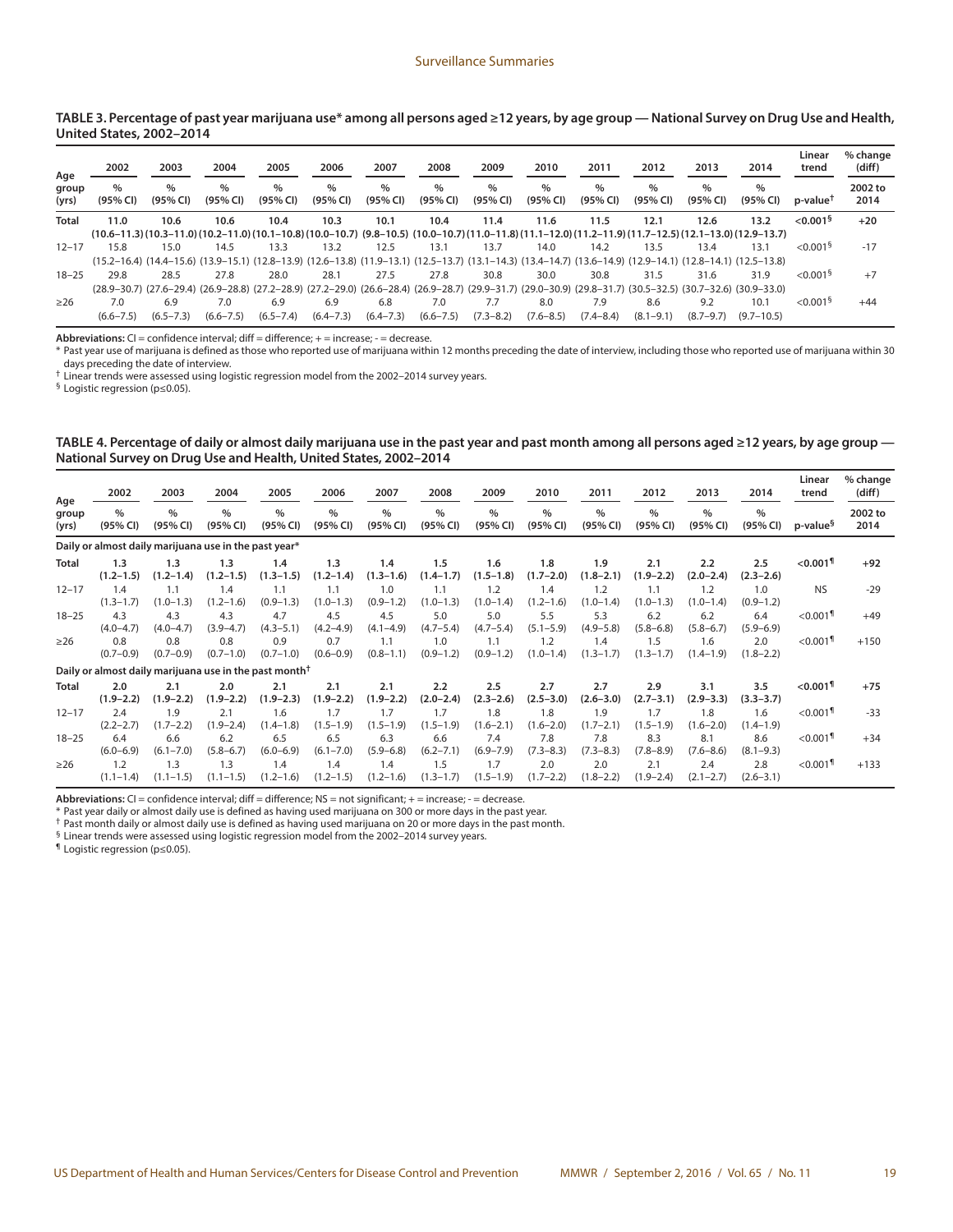**TABLE 3. Percentage of past year marijuana use* among all persons aged ≥12 years, by age group — National Survey on Drug Use and Health, United States, 2002–2014**

| Age group (yrs) | 2002 % (95% CI) | 2003 % (95% CI) | 2004 % (95% CI) | 2005 % (95% CI) | 2006 % (95% CI) | 2007 % (95% CI) | 2008 % (95% CI) | 2009 % (95% CI) | 2010 % (95% CI) | 2011 % (95% CI) | 2012 % (95% CI) | 2013 % (95% CI) | 2014 % (95% CI) | Linear trend p-value† | % change (diff) 2002 to 2014 |
|---|---|---|---|---|---|---|---|---|---|---|---|---|---|---|---|
| **Total** | **11.0 (10.6–11.3)** | **10.6 (10.3–11.0)** | **10.6 (10.2–11.0)** | **10.4 (10.1–10.8)** | **10.3 (10.0–10.7)** | **10.1 (9.8–10.5)** | **10.4 (10.0–10.7)** | **11.4 (11.0–11.8)** | **11.6 (11.1–12.0)** | **11.5 (11.2–11.9)** | **12.1 (11.7–12.5)** | **12.6 (12.1–13.0)** | **13.2 (12.9–13.7)** | **<0.001§** | **+20** |
| 12–17 | 15.8 (15.2–16.4) | 15.0 (14.4–15.6) | 14.5 (13.9–15.1) | 13.3 (12.8–13.9) | 13.2 (12.6–13.8) | 12.5 (11.9–13.1) | 13.1 (12.5–13.7) | 13.7 (13.1–14.3) | 14.0 (13.4–14.7) | 14.2 (13.6–14.9) | 13.5 (12.9–14.1) | 13.4 (12.8–14.1) | 13.1 (12.5–13.8) | <0.001§ | -17 |
| 18–25 | 29.8 (28.9–30.7) | 28.5 (27.6–29.4) | 27.8 (26.9–28.8) | 28.0 (27.2–28.9) | 28.1 (27.2–29.0) | 27.5 (26.6–28.4) | 27.8 (26.9–28.7) | 30.8 (29.9–31.7) | 30.0 (29.0–30.9) | 30.8 (29.8–31.7) | 31.5 (30.5–32.5) | 31.6 (30.7–32.6) | 31.9 (30.9–33.0) | <0.001§ | +7 |
| ≥26 | 7.0 (6.6–7.5) | 6.9 (6.5–7.3) | 7.0 (6.6–7.5) | 6.9 (6.5–7.4) | 6.9 (6.4–7.3) | 6.8 (6.4–7.3) | 7.0 (6.6–7.5) | 7.7 (7.3–8.2) | 8.0 (7.6–8.5) | 7.9 (7.4–8.4) | 8.6 (8.1–9.1) | 9.2 (8.7–9.7) | 10.1 (9.7–10.5) | <0.001§ | +44 |

**Abbreviations:** CI = confidence interval; diff = difference; + = increase; - = decrease.

* Past year use of marijuana is defined as those who reported use of marijuana within 12 months preceding the date of interview, including those who reported use of marijuana within 30 days preceding the date of interview.

† Linear trends were assessed using logistic regression model from the 2002–2014 survey years.

§ Logistic regression (p≤0.05).

**TABLE 4. Percentage of daily or almost daily marijuana use in the past year and past month among all persons aged ≥12 years, by age group — National Survey on Drug Use and Health, United States, 2002–2014**

| Age group (yrs) | 2002 % (95% CI) | 2003 % (95% CI) | 2004 % (95% CI) | 2005 % (95% CI) | 2006 % (95% CI) | 2007 % (95% CI) | 2008 % (95% CI) | 2009 % (95% CI) | 2010 % (95% CI) | 2011 % (95% CI) | 2012 % (95% CI) | 2013 % (95% CI) | 2014 % (95% CI) | Linear trend p-value§ | % change (diff) 2002 to 2014 |
|---|---|---|---|---|---|---|---|---|---|---|---|---|---|---|---|
| **Daily or almost daily marijuana use in the past year*** | | | | | | | | | | | | | | | |
| **Total** | **1.3 (1.2–1.5)** | **1.3 (1.2–1.4)** | **1.3 (1.2–1.5)** | **1.4 (1.3–1.5)** | **1.3 (1.2–1.4)** | **1.4 (1.3–1.6)** | **1.5 (1.4–1.7)** | **1.6 (1.5–1.8)** | **1.8 (1.7–2.0)** | **1.9 (1.8–2.1)** | **2.1 (1.9–2.2)** | **2.2 (2.0–2.4)** | **2.5 (2.3–2.6)** | **<0.001¶** | **+92** |
| 12–17 | 1.4 (1.3–1.7) | 1.1 (1.0–1.3) | 1.4 (1.2–1.6) | 1.1 (0.9–1.3) | 1.1 (1.0–1.3) | 1.0 (0.9–1.2) | 1.1 (1.0–1.3) | 1.2 (1.0–1.4) | 1.4 (1.2–1.6) | 1.2 (1.0–1.4) | 1.1 (1.0–1.3) | 1.2 (1.0–1.4) | 1.0 (0.9–1.2) | NS | -29 |
| 18–25 | 4.3 (4.0–4.7) | 4.3 (4.0–4.7) | 4.3 (3.9–4.7) | 4.7 (4.3–5.1) | 4.5 (4.2–4.9) | 4.5 (4.1–4.9) | 5.0 (4.7–5.4) | 5.0 (4.7–5.4) | 5.5 (5.1–5.9) | 5.3 (4.9–5.8) | 6.2 (5.8–6.8) | 6.2 (5.8–6.7) | 6.4 (5.9–6.9) | <0.001¶ | +49 |
| ≥26 | 0.8 (0.7–0.9) | 0.8 (0.7–0.9) | 0.8 (0.7–1.0) | 0.9 (0.7–1.0) | 0.7 (0.6–0.9) | 1.1 (0.8–1.1) | 1.0 (0.9–1.2) | 1.1 (0.9–1.2) | 1.2 (1.0–1.4) | 1.4 (1.3–1.7) | 1.5 (1.3–1.7) | 1.6 (1.4–1.9) | 2.0 (1.8–2.2) | <0.001¶ | +150 |
| **Daily or almost daily marijuana use in the past month†** | | | | | | | | | | | | | | | |
| **Total** | **2.0 (1.9–2.2)** | **2.1 (1.9–2.2)** | **2.0 (1.9–2.2)** | **2.1 (1.9–2.3)** | **2.1 (1.9–2.2)** | **2.1 (1.9–2.2)** | **2.2 (2.0–2.4)** | **2.5 (2.3–2.6)** | **2.7 (2.5–3.0)** | **2.7 (2.6–3.0)** | **2.9 (2.7–3.1)** | **3.1 (2.9–3.3)** | **3.5 (3.3–3.7)** | **<0.001¶** | **+75** |
| 12–17 | 2.4 (2.2–2.7) | 1.9 (1.7–2.2) | 2.1 (1.9–2.4) | 1.6 (1.4–1.8) | 1.7 (1.5–1.9) | 1.7 (1.5–1.9) | 1.7 (1.5–1.9) | 1.8 (1.6–2.1) | 1.8 (1.6–2.0) | 1.9 (1.7–2.1) | 1.7 (1.5–1.9) | 1.8 (1.6–2.0) | 1.6 (1.4–1.9) | <0.001¶ | -33 |
| 18–25 | 6.4 (6.0–6.9) | 6.6 (6.1–7.0) | 6.2 (5.8–6.7) | 6.5 (6.0–6.9) | 6.5 (6.1–7.0) | 6.3 (5.9–6.8) | 6.6 (6.2–7.1) | 7.4 (6.9–7.9) | 7.8 (7.3–8.3) | 7.8 (7.3–8.3) | 8.3 (7.8–8.9) | 8.1 (7.6–8.6) | 8.6 (8.1–9.3) | <0.001¶ | +34 |
| ≥26 | 1.2 (1.1–1.4) | 1.3 (1.1–1.5) | 1.3 (1.1–1.5) | 1.4 (1.2–1.6) | 1.4 (1.2–1.5) | 1.4 (1.2–1.6) | 1.5 (1.3–1.7) | 1.7 (1.5–1.9) | 2.0 (1.7–2.2) | 2.0 (1.8–2.2) | 2.1 (1.9–2.4) | 2.4 (2.1–2.7) | 2.8 (2.6–3.1) | <0.001¶ | +133 |

**Abbreviations:** CI = confidence interval; diff = difference; NS = not significant; + = increase; - = decrease.

* Past year daily or almost daily use is defined as having used marijuana on 300 or more days in the past year.

† Past month daily or almost daily use is defined as having used marijuana on 20 or more days in the past month.

§ Linear trends were assessed using logistic regression model from the 2002–2014 survey years.

¶ Logistic regression (p≤0.05).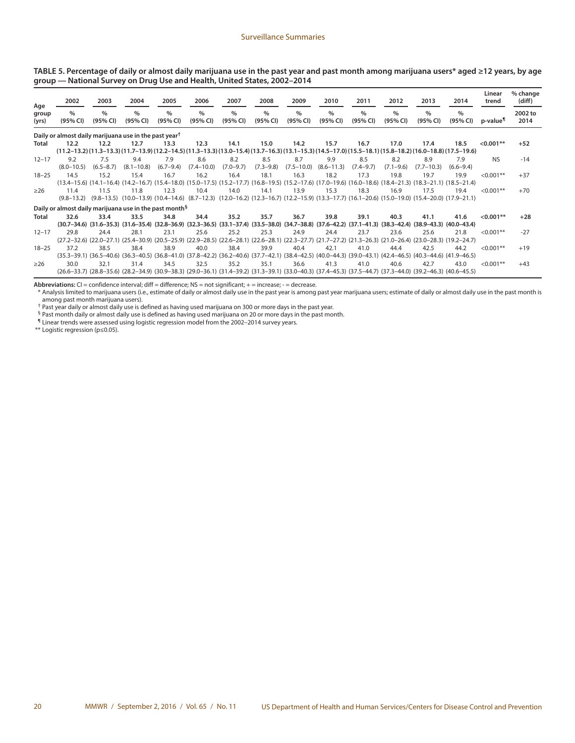**TABLE 5. Percentage of daily or almost daily marijuana use in the past year and past month among marijuana users* aged ≥12 years, by age group — National Survey on Drug Use and Health, United States, 2002–2014**

| Age group (yrs) | 2002 % (95% CI) | 2003 % (95% CI) | 2004 % (95% CI) | 2005 % (95% CI) | 2006 % (95% CI) | 2007 % (95% CI) | 2008 % (95% CI) | 2009 % (95% CI) | 2010 % (95% CI) | 2011 % (95% CI) | 2012 % (95% CI) | 2013 % (95% CI) | 2014 % (95% CI) | Linear trend p-value¶ | % change (diff) 2002 to 2014 |
|---|---|---|---|---|---|---|---|---|---|---|---|---|---|---|---|
| **Daily or almost daily marijuana use in the past year†** | | | | | | | | | | | | | | | |
| **Total** | **12.2 (11.2–13.2)** | **12.2 (11.3–13.3)** | **12.7 (11.7–13.9)** | **13.3 (12.2–14.5)** | **12.3 (11.3–13.3)** | **14.1 (13.0–15.4)** | **15.0 (13.7–16.3)** | **14.2 (13.1–15.3)** | **15.7 (14.5–17.0)** | **16.7 (15.5–18.1)** | **17.0 (15.8–18.2)** | **17.4 (16.0–18.8)** | **18.5 (17.5–19.6)** | **<0.001**** | **+52** |
| 12–17 | 9.2 (8.0–10.5) | 7.5 (6.5–8.7) | 9.4 (8.1–10.8) | 7.9 (6.7–9.4) | 8.6 (7.4–10.0) | 8.2 (7.0–9.7) | 8.5 (7.3–9.8) | 8.7 (7.5–10.0) | 9.9 (8.6–11.3) | 8.5 (7.4–9.7) | 8.2 (7.1–9.6) | 8.9 (7.7–10.3) | 7.9 (6.6–9.4) | NS | -14 |
| 18–25 | 14.5 (13.4–15.6) | 15.2 (14.1–16.4) | 15.4 (14.2–16.7) | 16.7 (15.4–18.0) | 16.2 (15.0–17.5) | 16.4 (15.2–17.7) | 18.1 (16.8–19.5) | 16.3 (15.2–17.6) | 18.2 (17.0–19.6) | 17.3 (16.0–18.6) | 19.8 (18.4–21.3) | 19.7 (18.3–21.1) | 19.9 (18.5–21.4) | <0.001** | +37 |
| ≥26 | 11.4 (9.8–13.2) | 11.5 (9.8–13.5) | 11.8 (10.0–13.9) | 12.3 (10.4–14.6) | 10.4 (8.7–12.3) | 14.0 (12.0–16.2) | 14.1 (12.3–16.7) | 13.9 (12.2–15.9) | 15.3 (13.3–17.7) | 18.3 (16.1–20.6) | 16.9 (15.0–19.0) | 17.5 (15.4–20.0) | 19.4 (17.9–21.1) | <0.001** | +70 |
| **Daily or almost daily marijuana use in the past month§** | | | | | | | | | | | | | | | |
| **Total** | **32.6 (30.7–34.6)** | **33.4 (31.6–35.3)** | **33.5 (31.6–35.4)** | **34.8 (32.8–36.9)** | **34.4 (32.3–36.5)** | **35.2 (33.1–37.4)** | **35.7 (33.5–38.0)** | **36.7 (34.7–38.8)** | **39.8 (37.6–42.2)** | **39.1 (37.1–41.3)** | **40.3 (38.3–42.4)** | **41.1 (38.9–43.3)** | **41.6 (40.0–43.4)** | **<0.001**** | **+28** |
| 12–17 | 29.8 (27.2–32.6) | 24.4 (22.0–27.1) | 28.1 (25.4–30.9) | 23.1 (20.5–25.9) | 25.6 (22.9–28.5) | 25.2 (22.6–28.1) | 25.3 (22.6–28.1) | 24.9 (22.3–27.7) | 24.4 (21.7–27.2) | 23.7 (21.3–26.3) | 23.6 (21.0–26.4) | 25.6 (23.0–28.3) | 21.8 (19.2–24.7) | <0.001** | -27 |
| 18–25 | 37.2 (35.3–39.1) | 38.5 (36.5–40.6) | 38.4 (36.3–40.5) | 38.9 (36.8–41.0) | 40.0 (37.8–42.2) | 38.4 (36.2–40.6) | 39.9 (37.7–42.1) | 40.4 (38.4–42.5) | 42.1 (40.0–44.3) | 41.0 (39.0–43.1) | 44.4 (42.4–46.5) | 42.5 (40.3–44.6) | 44.2 (41.9–46.5) | <0.001** | +19 |
| ≥26 | 30.0 (26.6–33.7) | 32.1 (28.8–35.6) | 31.4 (28.2–34.9) | 34.5 (30.9–38.3) | 32.5 (29.0–36.1) | 35.2 (31.4–39.2) | 35.1 (31.3–39.1) | 36.6 (33.0–40.3) | 41.3 (37.4–45.3) | 41.0 (37.5–44.7) | 40.6 (37.3–44.0) | 42.7 (39.2–46.3) | 43.0 (40.6–45.5) | <0.001** | +43 |

**Abbreviations:** CI = confidence interval; diff = difference; NS = not significant; + = increase; - = decrease.

\* Analysis limited to marijuana users (i.e., estimate of daily or almost daily use in the past year is among past year marijuana users; estimate of daily or almost daily use in the past month is among past month marijuana users).

† Past year daily or almost daily use is defined as having used marijuana on 300 or more days in the past year.

§ Past month daily or almost daily use is defined as having used marijuana on 20 or more days in the past month.

¶ Linear trends were assessed using logistic regression model from the 2002–2014 survey years.

** Logistic regression (p≤0.05).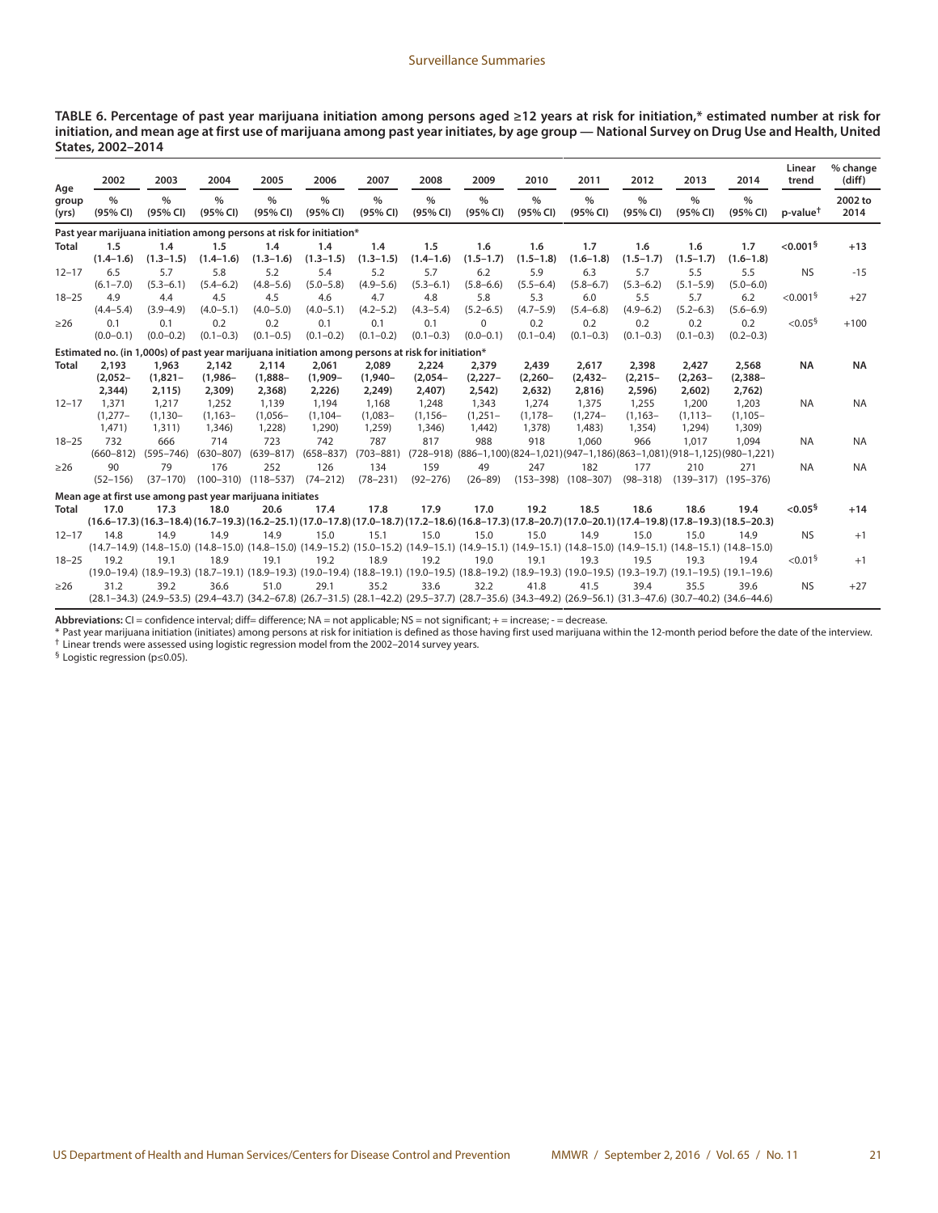**TABLE 6. Percentage of past year marijuana initiation among persons aged ≥12 years at risk for initiation,* estimated number at risk for initiation, and mean age at first use of marijuana among past year initiates, by age group — National Survey on Drug Use and Health, United States, 2002–2014**

| Age group (yrs) | 2002 | 2003 | 2004 | 2005 | 2006 | 2007 | 2008 | 2009 | 2010 | 2011 | 2012 | 2013 | 2014 | Linear trend | % change (diff) |
|---|---|---|---|---|---|---|---|---|---|---|---|---|---|---|---|
| | % (95% CI) | % (95% CI) | % (95% CI) | % (95% CI) | % (95% CI) | % (95% CI) | % (95% CI) | % (95% CI) | % (95% CI) | % (95% CI) | % (95% CI) | % (95% CI) | % (95% CI) | p-value† | 2002 to 2014 |
| **Past year marijuana initiation among persons at risk for initiation*** | | | | | | | | | | | | | | | |
| **Total** | **1.5 (1.4–1.6)** | **1.4 (1.3–1.5)** | **1.5 (1.4–1.6)** | **1.4 (1.3–1.6)** | **1.4 (1.3–1.5)** | **1.4 (1.3–1.5)** | **1.5 (1.4–1.6)** | **1.6 (1.5–1.7)** | **1.6 (1.5–1.8)** | **1.7 (1.6–1.8)** | **1.6 (1.5–1.7)** | **1.6 (1.5–1.7)** | **1.7 (1.6–1.8)** | **<0.001§** | **+13** |
| 12–17 | 6.5 (6.1–7.0) | 5.7 (5.3–6.1) | 5.8 (5.4–6.2) | 5.2 (4.8–5.6) | 5.4 (5.0–5.8) | 5.2 (4.9–5.6) | 5.7 (5.3–6.1) | 6.2 (5.8–6.6) | 5.9 (5.5–6.4) | 6.3 (5.8–6.7) | 5.7 (5.3–6.2) | 5.5 (5.1–5.9) | 5.5 (5.0–6.0) | NS | -15 |
| 18–25 | 4.9 (4.4–5.4) | 4.4 (3.9–4.9) | 4.5 (4.0–5.1) | 4.5 (4.0–5.0) | 4.6 (4.0–5.1) | 4.7 (4.2–5.2) | 4.8 (4.3–5.4) | 5.8 (5.2–6.5) | 5.3 (4.7–5.9) | 6.0 (5.4–6.8) | 5.5 (4.9–6.2) | 5.7 (5.2–6.3) | 6.2 (5.6–6.9) | <0.001§ | +27 |
| ≥26 | 0.1 (0.0–0.1) | 0.1 (0.0–0.2) | 0.2 (0.1–0.3) | 0.2 (0.1–0.5) | 0.1 (0.1–0.2) | 0.1 (0.1–0.2) | 0.1 (0.1–0.3) | 0 (0.0–0.1) | 0.2 (0.1–0.4) | 0.2 (0.1–0.3) | 0.2 (0.1–0.3) | 0.2 (0.1–0.3) | 0.2 (0.2–0.3) | <0.05§ | +100 |
| **Estimated no. (in 1,000s) of past year marijuana initiation among persons at risk for initiation*** | | | | | | | | | | | | | | | |
| **Total** | **2,193 (2,052–2,344)** | **1,963 (1,821–2,115)** | **2,142 (1,986–2,309)** | **2,114 (1,888–2,368)** | **2,061 (1,909–2,226)** | **2,089 (1,940–2,249)** | **2,224 (2,054–2,407)** | **2,379 (2,227–2,542)** | **2,439 (2,260–2,632)** | **2,617 (2,432–2,816)** | **2,398 (2,215–2,596)** | **2,427 (2,263–2,602)** | **2,568 (2,388–2,762)** | **NA** | **NA** |
| 12–17 | 1,371 (1,277–1,471) | 1,217 (1,130–1,311) | 1,252 (1,163–1,346) | 1,139 (1,056–1,228) | 1,194 (1,104–1,290) | 1,168 (1,083–1,259) | 1,248 (1,156–1,346) | 1,343 (1,251–1,442) | 1,274 (1,178–1,378) | 1,375 (1,274–1,483) | 1,255 (1,163–1,354) | 1,200 (1,113–1,294) | 1,203 (1,105–1,309) | NA | NA |
| 18–25 | 732 (660–812) | 666 (595–746) | 714 (630–807) | 723 (639–817) | 742 (658–837) | 787 (703–881) | 817 (728–918) | 988 (886–1,100) | 918 (824–1,021) | 1,060 (947–1,186) | 966 (863–1,081) | 1,017 (918–1,125) | 1,094 (980–1,221) | NA | NA |
| ≥26 | 90 (52–156) | 79 (37–170) | 176 (100–310) | 252 (118–537) | 126 (74–212) | 134 (78–231) | 159 (92–276) | 49 (26–89) | 247 (153–398) | 182 (108–307) | 177 (98–318) | 210 (139–317) | 271 (195–376) | NA | NA |
| **Mean age at first use among past year marijuana initiates** | | | | | | | | | | | | | | | |
| **Total** | **17.0 (16.6–17.3)** | **17.3 (16.3–18.4)** | **18.0 (16.7–19.3)** | **20.6 (16.2–25.1)** | **17.4 (17.0–17.8)** | **17.8 (17.0–18.7)** | **17.9 (17.2–18.6)** | **17.0 (16.8–17.3)** | **19.2 (17.8–20.7)** | **18.5 (17.0–20.1)** | **18.6 (17.4–19.8)** | **18.6 (17.8–19.3)** | **19.4 (18.5–20.3)** | **<0.05§** | **+14** |
| 12–17 | 14.8 (14.7–14.9) | 14.9 (14.8–15.0) | 14.9 (14.8–15.0) | 14.9 (14.8–15.0) | 15.0 (14.9–15.2) | 15.1 (15.0–15.2) | 15.0 (14.9–15.1) | 15.0 (14.9–15.1) | 15.0 (14.9–15.1) | 14.9 (14.8–15.0) | 15.0 (14.9–15.1) | 15.0 (14.8–15.1) | 14.9 (14.8–15.0) | NS | +1 |
| 18–25 | 19.2 (19.0–19.4) | 19.1 (18.9–19.3) | 18.9 (18.7–19.1) | 19.1 (18.9–19.3) | 19.2 (19.0–19.4) | 18.9 (18.8–19.1) | 19.2 (19.0–19.5) | 19.0 (18.8–19.2) | 19.1 (18.9–19.3) | 19.3 (19.0–19.5) | 19.5 (19.3–19.7) | 19.3 (19.1–19.5) | 19.4 (19.1–19.6) | <0.01§ | +1 |
| ≥26 | 31.2 (28.1–34.3) | 39.2 (24.9–53.5) | 36.6 (29.4–43.7) | 51.0 (34.2–67.8) | 29.1 (26.7–31.5) | 35.2 (28.1–42.2) | 33.6 (29.5–37.7) | 32.2 (28.7–35.6) | 41.8 (34.3–49.2) | 41.5 (26.9–56.1) | 39.4 (31.3–47.6) | 35.5 (30.7–40.2) | 39.6 (34.6–44.6) | NS | +27 |

**Abbreviations:** CI = confidence interval; diff= difference; NA = not applicable; NS = not significant; + = increase; - = decrease.

\* Past year marijuana initiation (initiates) among persons at risk for initiation is defined as those having first used marijuana within the 12-month period before the date of the interview.

† Linear trends were assessed using logistic regression model from the 2002–2014 survey years.

§ Logistic regression (p≤0.05).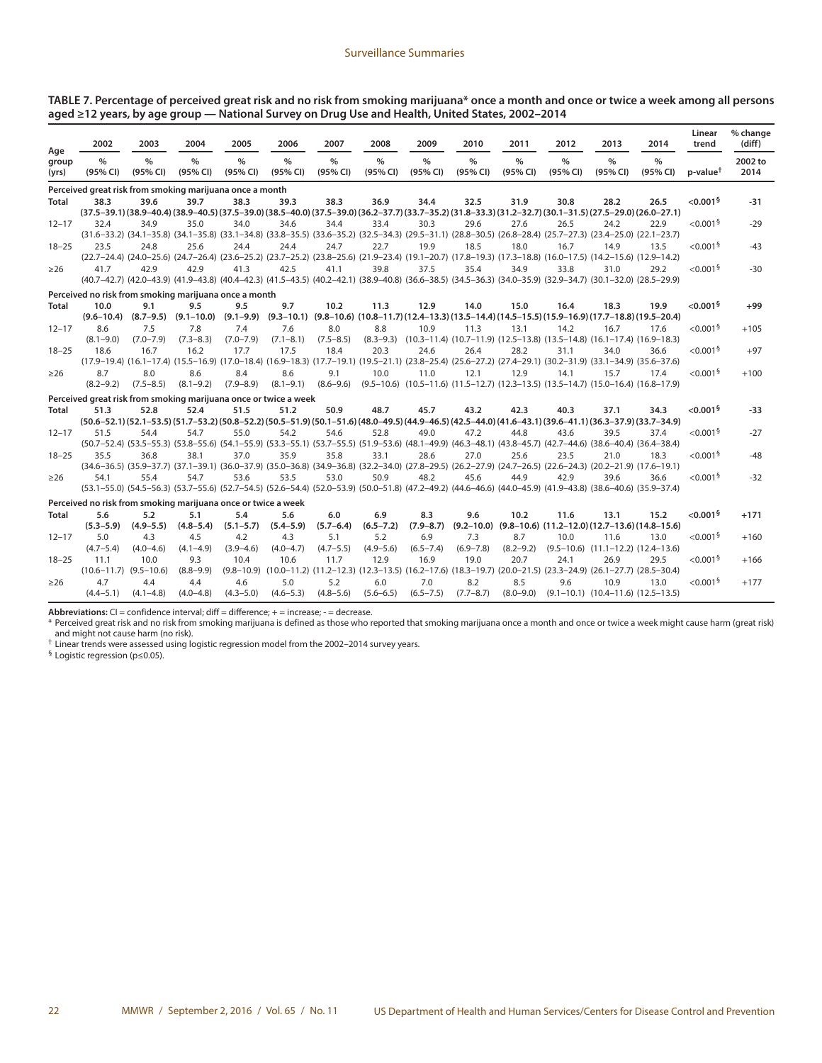**TABLE 7. Percentage of perceived great risk and no risk from smoking marijuana* once a month and once or twice a week among all persons aged ≥12 years, by age group — National Survey on Drug Use and Health, United States, 2002–2014**

| Age group (yrs) | 2002 % (95% CI) | 2003 % (95% CI) | 2004 % (95% CI) | 2005 % (95% CI) | 2006 % (95% CI) | 2007 % (95% CI) | 2008 % (95% CI) | 2009 % (95% CI) | 2010 % (95% CI) | 2011 % (95% CI) | 2012 % (95% CI) | 2013 % (95% CI) | 2014 % (95% CI) | Linear trend p-value† | % change (diff) 2002 to 2014 |
|---|---|---|---|---|---|---|---|---|---|---|---|---|---|---|---|
| **Perceived great risk from smoking marijuana once a month** | | | | | | | | | | | | | | | |
| **Total** | **38.3 (37.5–39.1)** | **39.6 (38.9–40.4)** | **39.7 (38.9–40.5)** | **38.3 (37.5–39.0)** | **39.3 (38.5–40.0)** | **38.3 (37.5–39.0)** | **36.9 (36.2–37.7)** | **34.4 (33.7–35.2)** | **32.5 (31.8–33.3)** | **31.9 (31.2–32.7)** | **30.8 (30.1–31.5)** | **28.2 (27.5–29.0)** | **26.5 (26.0–27.1)** | **<0.001§** | **-31** |
| 12–17 | 32.4 (31.6–33.2) | 34.9 (34.1–35.8) | 35.0 (34.1–35.8) | 34.0 (33.1–34.8) | 34.6 (33.8–35.5) | 34.4 (33.6–35.2) | 33.4 (32.5–34.3) | 30.3 (29.5–31.1) | 29.6 (28.8–30.5) | 27.6 (26.8–28.4) | 26.5 (25.7–27.3) | 24.2 (23.4–25.0) | 22.9 (22.1–23.7) | <0.001§ | -29 |
| 18–25 | 23.5 (22.7–24.4) | 24.8 (24.0–25.6) | 25.6 (24.7–26.4) | 24.4 (23.6–25.2) | 24.4 (23.7–25.2) | 24.7 (23.8–25.6) | 22.7 (21.9–23.4) | 19.9 (19.1–20.7) | 18.5 (17.8–19.3) | 18.0 (17.3–18.8) | 16.7 (16.0–17.5) | 14.9 (14.2–15.6) | 13.5 (12.9–14.2) | <0.001§ | -43 |
| ≥26 | 41.7 (40.7–42.7) | 42.9 (42.0–43.9) | 42.9 (41.9–43.8) | 41.3 (40.4–42.3) | 42.5 (41.5–43.5) | 41.1 (40.2–42.1) | 39.8 (38.9–40.8) | 37.5 (36.6–38.5) | 35.4 (34.5–36.3) | 34.9 (34.0–35.9) | 33.8 (32.9–34.7) | 31.0 (30.1–32.0) | 29.2 (28.5–29.9) | <0.001§ | -30 |
| **Perceived no risk from smoking marijuana once a month** | | | | | | | | | | | | | | | |
| **Total** | **10.0 (9.6–10.4)** | **9.1 (8.7–9.5)** | **9.5 (9.1–10.0)** | **9.5 (9.1–9.9)** | **9.7 (9.3–10.1)** | **10.2 (9.8–10.6)** | **11.3 (10.8–11.7)** | **12.9 (12.4–13.3)** | **14.0 (13.5–14.4)** | **15.0 (14.5–15.5)** | **16.4 (15.9–16.9)** | **18.3 (17.7–18.8)** | **19.9 (19.5–20.4)** | **<0.001§** | **+99** |
| 12–17 | 8.6 (8.1–9.0) | 7.5 (7.0–7.9) | 7.8 (7.3–8.3) | 7.4 (7.0–7.9) | 7.6 (7.1–8.1) | 8.0 (7.5–8.5) | 8.8 (8.3–9.3) | 10.9 (10.3–11.4) | 11.3 (10.7–11.9) | 13.1 (12.5–13.8) | 14.2 (13.5–14.8) | 16.7 (16.1–17.4) | 17.6 (16.9–18.3) | <0.001§ | +105 |
| 18–25 | 18.6 (17.9–19.4) | 16.7 (16.1–17.4) | 16.2 (15.5–16.9) | 17.7 (17.0–18.4) | 17.5 (16.9–18.3) | 18.4 (17.7–19.1) | 20.3 (19.5–21.1) | 24.6 (23.8–25.4) | 26.4 (25.6–27.2) | 28.2 (27.4–29.1) | 31.1 (30.2–31.9) | 34.0 (33.1–34.9) | 36.6 (35.6–37.6) | <0.001§ | +97 |
| ≥26 | 8.7 (8.2–9.2) | 8.0 (7.5–8.5) | 8.6 (8.1–9.2) | 8.4 (7.9–8.9) | 8.6 (8.1–9.1) | 9.1 (8.6–9.6) | 10.0 (9.5–10.6) | 11.0 (10.5–11.6) | 12.1 (11.5–12.7) | 12.9 (12.3–13.5) | 14.1 (13.5–14.7) | 15.7 (15.0–16.4) | 17.4 (16.8–17.9) | <0.001§ | +100 |
| **Perceived great risk from smoking marijuana once or twice a week** | | | | | | | | | | | | | | | |
| **Total** | **51.3 (50.6–52.1)** | **52.8 (52.1–53.5)** | **52.4 (51.7–53.2)** | **51.5 (50.8–52.2)** | **51.2 (50.5–51.9)** | **50.9 (50.1–51.6)** | **48.7 (48.0–49.5)** | **45.7 (44.9–46.5)** | **43.2 (42.5–44.0)** | **42.3 (41.6–43.1)** | **40.3 (39.6–41.1)** | **37.1 (36.3–37.9)** | **34.3 (33.7–34.9)** | **<0.001§** | **-33** |
| 12–17 | 51.5 (50.7–52.4) | 54.4 (53.5–55.3) | 54.7 (53.8–55.6) | 55.0 (54.1–55.9) | 54.2 (53.3–55.1) | 54.6 (53.7–55.5) | 52.8 (51.9–53.6) | 49.0 (48.1–49.9) | 47.2 (46.3–48.1) | 44.8 (43.8–45.7) | 43.6 (42.7–44.6) | 39.5 (38.6–40.4) | 37.4 (36.4–38.4) | <0.001§ | -27 |
| 18–25 | 35.5 (34.6–36.5) | 36.8 (35.9–37.7) | 38.1 (37.1–39.1) | 37.0 (36.0–37.9) | 35.9 (35.0–36.8) | 35.8 (34.9–36.8) | 33.1 (32.2–34.0) | 28.6 (27.8–29.5) | 27.0 (26.2–27.9) | 25.6 (24.7–26.5) | 23.5 (22.6–24.3) | 21.0 (20.2–21.9) | 18.3 (17.6–19.1) | <0.001§ | -48 |
| ≥26 | 54.1 (53.1–55.0) | 55.4 (54.5–56.3) | 54.7 (53.7–55.6) | 53.6 (52.7–54.5) | 53.5 (52.6–54.4) | 53.0 (52.0–53.9) | 50.9 (50.0–51.8) | 48.2 (47.2–49.2) | 45.6 (44.6–46.6) | 44.9 (44.0–45.9) | 42.9 (41.9–43.8) | 39.6 (38.6–40.6) | 36.6 (35.9–37.4) | <0.001§ | -32 |
| **Perceived no risk from smoking marijuana once or twice a week** | | | | | | | | | | | | | | | |
| **Total** | **5.6 (5.3–5.9)** | **5.2 (4.9–5.5)** | **5.1 (4.8–5.4)** | **5.4 (5.1–5.7)** | **5.6 (5.4–5.9)** | **6.0 (5.7–6.4)** | **6.9 (6.5–7.2)** | **8.3 (7.9–8.7)** | **9.6 (9.2–10.0)** | **10.2 (9.8–10.6)** | **11.6 (11.2–12.0)** | **13.1 (12.7–13.6)** | **15.2 (14.8–15.6)** | **<0.001§** | **+171** |
| 12–17 | 5.0 (4.7–5.4) | 4.3 (4.0–4.6) | 4.5 (4.1–4.9) | 4.2 (3.9–4.6) | 4.3 (4.0–4.7) | 5.1 (4.7–5.5) | 5.2 (4.9–5.6) | 6.9 (6.5–7.4) | 7.3 (6.9–7.8) | 8.7 (8.2–9.2) | 10.0 (9.5–10.6) | 11.6 (11.1–12.2) | 13.0 (12.4–13.6) | <0.001§ | +160 |
| 18–25 | 11.1 (10.6–11.7) | 10.0 (9.5–10.6) | 9.3 (8.8–9.9) | 10.4 (9.8–10.9) | 10.6 (10.0–11.2) | 11.7 (11.2–12.3) | 12.9 (12.3–13.5) | 16.9 (16.2–17.6) | 19.0 (18.3–19.7) | 20.7 (20.0–21.5) | 24.1 (23.3–24.9) | 26.9 (26.1–27.7) | 29.5 (28.5–30.4) | <0.001§ | +166 |
| ≥26 | 4.7 (4.4–5.1) | 4.4 (4.1–4.8) | 4.4 (4.0–4.8) | 4.6 (4.3–5.0) | 5.0 (4.6–5.3) | 5.2 (4.8–5.6) | 6.0 (5.6–6.5) | 7.0 (6.5–7.5) | 8.2 (7.7–8.7) | 8.5 (8.0–9.0) | 9.6 (9.1–10.1) | 10.9 (10.4–11.6) | 13.0 (12.5–13.5) | <0.001§ | +177 |

**Abbreviations:** CI = confidence interval; diff = difference; + = increase; - = decrease.

\* Perceived great risk and no risk from smoking marijuana is defined as those who reported that smoking marijuana once a month and once or twice a week might cause harm (great risk) and might not cause harm (no risk).

† Linear trends were assessed using logistic regression model from the 2002–2014 survey years.

§ Logistic regression (p≤0.05).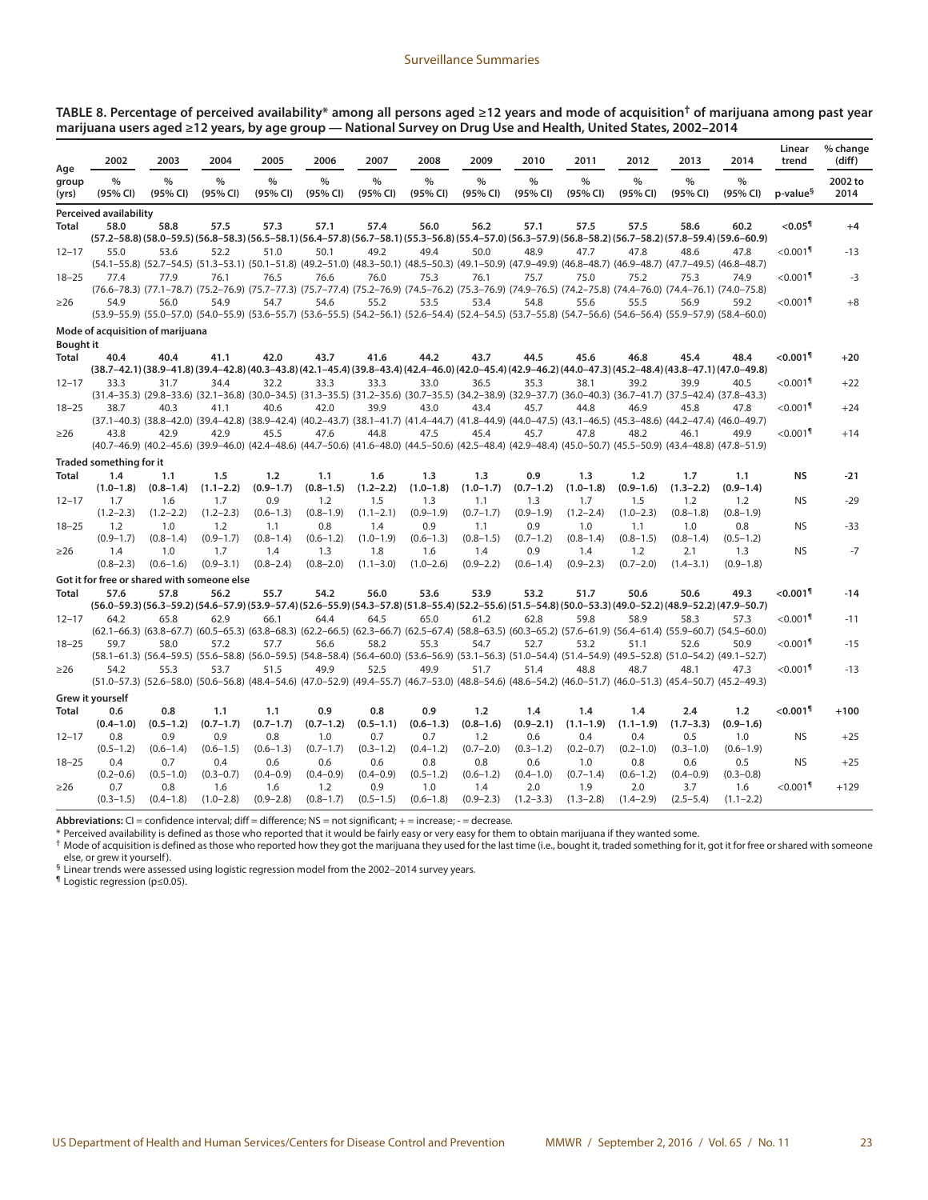**TABLE 8. Percentage of perceived availability* among all persons aged ≥12 years and mode of acquisition† of marijuana among past year marijuana users aged ≥12 years, by age group — National Survey on Drug Use and Health, United States, 2002–2014**

| Age group (yrs) | 2002 % (95% CI) | 2003 % (95% CI) | 2004 % (95% CI) | 2005 % (95% CI) | 2006 % (95% CI) | 2007 % (95% CI) | 2008 % (95% CI) | 2009 % (95% CI) | 2010 % (95% CI) | 2011 % (95% CI) | 2012 % (95% CI) | 2013 % (95% CI) | 2014 % (95% CI) | Linear trend p-value§ | % change (diff) 2002 to 2014 |
|---|---|---|---|---|---|---|---|---|---|---|---|---|---|---|---|
| **Perceived availability** | | | | | | | | | | | | | | | |
| **Total** | **58.0 (57.2–58.8)** | **58.8 (58.0–59.5)** | **57.5 (56.8–58.3)** | **57.3 (56.5–58.1)** | **57.1 (56.4–57.8)** | **57.4 (56.7–58.1)** | **56.0 (55.3–56.8)** | **56.2 (55.4–57.0)** | **57.1 (56.3–57.9)** | **57.5 (56.8–58.2)** | **57.5 (56.7–58.2)** | **58.6 (57.8–59.4)** | **60.2 (59.6–60.9)** | **<0.05¶** | **+4** |
| 12–17 | 55.0 (54.1–55.8) | 53.6 (52.7–54.5) | 52.2 (51.3–53.1) | 51.0 (50.1–51.8) | 50.1 (49.2–51.0) | 49.2 (48.3–50.1) | 49.4 (48.5–50.3) | 50.0 (49.1–50.9) | 48.9 (47.9–49.9) | 47.7 (46.8–48.7) | 47.8 (46.9–48.7) | 48.6 (47.7–49.5) | 47.8 (46.8–48.7) | <0.001¶ | -13 |
| 18–25 | 77.4 (76.6–78.3) | 77.9 (77.1–78.7) | 76.1 (75.2–76.9) | 76.5 (75.7–77.3) | 76.6 (75.7–77.4) | 76.0 (75.2–76.9) | 75.3 (74.5–76.2) | 76.1 (75.3–76.9) | 75.7 (74.9–76.5) | 75.0 (74.2–75.8) | 75.2 (74.4–76.0) | 75.3 (74.4–76.1) | 74.9 (74.0–75.8) | <0.001¶ | -3 |
| ≥26 | 54.9 (53.9–55.9) | 56.0 (55.0–57.0) | 54.9 (54.0–55.9) | 54.7 (53.6–55.7) | 54.6 (53.6–55.5) | 55.2 (54.2–56.1) | 53.5 (52.6–54.4) | 53.4 (52.4–54.5) | 54.8 (53.7–55.8) | 55.6 (54.7–56.6) | 55.5 (54.6–56.4) | 56.9 (55.9–57.9) | 59.2 (58.4–60.0) | <0.001¶ | +8 |
| **Mode of acquisition of marijuana** | | | | | | | | | | | | | | | |
| **Bought it** | | | | | | | | | | | | | | | |
| **Total** | **40.4 (38.7–42.1)** | **40.4 (38.9–41.8)** | **41.1 (39.4–42.8)** | **42.0 (40.3–43.8)** | **43.7 (42.1–45.4)** | **41.6 (39.8–43.4)** | **44.2 (42.4–46.0)** | **43.7 (42.0–45.4)** | **44.5 (42.9–46.2)** | **45.6 (44.0–47.3)** | **46.8 (45.2–48.4)** | **45.4 (43.8–47.1)** | **48.4 (47.0–49.8)** | **<0.001¶** | **+20** |
| 12–17 | 33.3 (31.4–35.3) | 31.7 (29.8–33.6) | 34.4 (32.1–36.8) | 32.2 (30.0–34.5) | 33.3 (31.3–35.5) | 33.3 (31.2–35.6) | 33.0 (30.7–35.5) | 36.5 (34.2–38.9) | 35.3 (32.9–37.7) | 38.1 (36.0–40.3) | 39.2 (36.7–41.7) | 39.9 (37.5–42.4) | 40.5 (37.8–43.3) | <0.001¶ | +22 |
| 18–25 | 38.7 (37.1–40.3) | 40.3 (38.8–42.0) | 41.1 (39.4–42.8) | 40.6 (38.9–42.4) | 42.0 (40.2–43.7) | 39.9 (38.1–41.7) | 43.0 (41.4–44.7) | 43.4 (41.8–44.9) | 45.7 (44.0–47.5) | 44.8 (43.1–46.5) | 46.9 (45.3–48.6) | 45.8 (44.2–47.4) | 47.8 (46.0–49.7) | <0.001¶ | +24 |
| ≥26 | 43.8 (40.7–46.9) | 42.9 (40.2–45.6) | 42.9 (39.9–46.0) | 45.5 (42.4–48.6) | 47.6 (44.7–50.6) | 44.8 (41.6–48.0) | 47.5 (44.5–50.6) | 45.4 (42.5–48.4) | 45.7 (42.9–48.4) | 47.8 (45.0–50.7) | 48.2 (45.5–50.9) | 46.1 (43.4–48.8) | 49.9 (47.8–51.9) | <0.001¶ | +14 |
| **Traded something for it** | | | | | | | | | | | | | | | |
| **Total** | **1.4 (1.0–1.8)** | **1.1 (0.8–1.4)** | **1.5 (1.1–2.2)** | **1.2 (0.9–1.7)** | **1.1 (0.8–1.5)** | **1.6 (1.2–2.2)** | **1.3 (1.0–1.8)** | **1.3 (1.0–1.7)** | **0.9 (0.7–1.2)** | **1.3 (1.0–1.8)** | **1.2 (0.9–1.6)** | **1.7 (1.3–2.2)** | **1.1 (0.9–1.4)** | **NS** | **-21** |
| 12–17 | 1.7 (1.2–2.3) | 1.6 (1.2–2.2) | 1.7 (1.2–2.3) | 0.9 (0.6–1.3) | 1.2 (0.8–1.9) | 1.5 (1.1–2.1) | 1.3 (0.9–1.9) | 1.1 (0.7–1.7) | 1.3 (0.9–1.9) | 1.7 (1.2–2.4) | 1.5 (1.0–2.3) | 1.2 (0.8–1.8) | 1.2 (0.8–1.9) | NS | -29 |
| 18–25 | 1.2 (0.9–1.7) | 1.0 (0.8–1.4) | 1.2 (0.9–1.7) | 1.1 (0.8–1.4) | 0.8 (0.6–1.2) | 1.4 (1.0–1.9) | 0.9 (0.6–1.3) | 1.1 (0.8–1.5) | 0.9 (0.7–1.2) | 1.0 (0.8–1.4) | 1.1 (0.8–1.5) | 1.0 (0.8–1.4) | 0.8 (0.5–1.2) | NS | -33 |
| ≥26 | 1.4 (0.8–2.3) | 1.0 (0.6–1.6) | 1.7 (0.9–3.1) | 1.4 (0.8–2.4) | 1.3 (0.8–2.0) | 1.8 (1.1–3.0) | 1.6 (1.0–2.6) | 1.4 (0.9–2.2) | 0.9 (0.6–1.4) | 1.4 (0.9–2.3) | 1.2 (0.7–2.0) | 2.1 (1.4–3.1) | 1.3 (0.9–1.8) | NS | -7 |
| **Got it for free or shared with someone else** | | | | | | | | | | | | | | | |
| **Total** | **57.6 (56.0–59.3)** | **57.8 (56.3–59.2)** | **56.2 (54.6–57.9)** | **55.7 (53.9–57.4)** | **54.2 (52.6–55.9)** | **56.0 (54.3–57.8)** | **53.6 (51.8–55.4)** | **53.9 (52.2–55.6)** | **53.2 (51.5–54.8)** | **51.7 (50.0–53.3)** | **50.6 (49.0–52.2)** | **50.6 (48.9–52.2)** | **49.3 (47.9–50.7)** | **<0.001¶** | **-14** |
| 12–17 | 64.2 (62.1–66.3) | 65.8 (63.8–67.7) | 62.9 (60.5–65.3) | 66.1 (63.8–68.3) | 64.4 (62.2–66.5) | 64.5 (62.3–66.7) | 65.0 (62.5–67.4) | 61.2 (58.8–63.5) | 62.8 (60.3–65.2) | 59.8 (57.6–61.9) | 58.9 (56.4–61.4) | 58.3 (55.9–60.7) | 57.3 (54.5–60.0) | <0.001¶ | -11 |
| 18–25 | 59.7 (58.1–61.3) | 58.0 (56.4–59.5) | 57.2 (55.6–58.8) | 57.7 (56.0–59.5) | 56.6 (54.8–58.4) | 58.2 (56.4–60.0) | 55.3 (53.6–56.9) | 54.7 (53.1–56.3) | 52.7 (51.0–54.4) | 53.2 (51.4–54.9) | 51.1 (49.5–52.8) | 52.6 (51.0–54.2) | 50.9 (49.1–52.7) | <0.001¶ | -15 |
| ≥26 | 54.2 (51.0–57.3) | 55.3 (52.6–58.0) | 53.7 (50.6–56.8) | 51.5 (48.4–54.6) | 49.9 (47.0–52.9) | 52.5 (49.4–55.7) | 49.9 (46.7–53.0) | 51.7 (48.8–54.6) | 51.4 (48.6–54.2) | 48.8 (46.0–51.7) | 48.7 (46.0–51.3) | 48.1 (45.4–50.7) | 47.3 (45.2–49.3) | <0.001¶ | -13 |
| **Grew it yourself** | | | | | | | | | | | | | | | |
| **Total** | **0.6 (0.4–1.0)** | **0.8 (0.5–1.2)** | **1.1 (0.7–1.7)** | **1.1 (0.7–1.7)** | **0.9 (0.7–1.2)** | **0.8 (0.5–1.1)** | **0.9 (0.6–1.3)** | **1.2 (0.8–1.6)** | **1.4 (0.9–2.1)** | **1.4 (1.1–1.9)** | **1.4 (1.1–1.9)** | **2.4 (1.7–3.3)** | **1.2 (0.9–1.6)** | **<0.001¶** | **+100** |
| 12–17 | 0.8 (0.5–1.2) | 0.9 (0.6–1.4) | 0.9 (0.6–1.5) | 0.8 (0.6–1.3) | 1.0 (0.7–1.7) | 0.7 (0.3–1.2) | 0.7 (0.4–1.2) | 1.2 (0.7–2.0) | 0.6 (0.3–1.2) | 0.4 (0.2–0.7) | 0.4 (0.2–1.0) | 0.5 (0.3–1.0) | 1.0 (0.6–1.9) | NS | +25 |
| 18–25 | 0.4 (0.2–0.6) | 0.7 (0.5–1.0) | 0.4 (0.3–0.7) | 0.6 (0.4–0.9) | 0.6 (0.4–0.9) | 0.6 (0.4–0.9) | 0.8 (0.5–1.2) | 0.8 (0.6–1.2) | 0.6 (0.4–1.0) | 1.0 (0.7–1.4) | 0.8 (0.6–1.2) | 0.6 (0.4–0.9) | 0.5 (0.3–0.8) | NS | +25 |
| ≥26 | 0.7 (0.3–1.5) | 0.8 (0.4–1.8) | 1.6 (1.0–2.8) | 1.6 (0.9–2.8) | 1.2 (0.8–1.7) | 0.9 (0.5–1.5) | 1.0 (0.6–1.8) | 1.4 (0.9–2.3) | 2.0 (1.2–3.3) | 1.9 (1.3–2.8) | 2.0 (1.4–2.9) | 3.7 (2.5–5.4) | 1.6 (1.1–2.2) | <0.001¶ | +129 |

**Abbreviations:** CI = confidence interval; diff = difference; NS = not significant; + = increase; - = decrease.

* Perceived availability is defined as those who reported that it would be fairly easy or very easy for them to obtain marijuana if they wanted some.

† Mode of acquisition is defined as those who reported how they got the marijuana they used for the last time (i.e., bought it, traded something for it, got it for free or shared with someone else, or grew it yourself).

§ Linear trends were assessed using logistic regression model from the 2002–2014 survey years.

¶ Logistic regression (p≤0.05).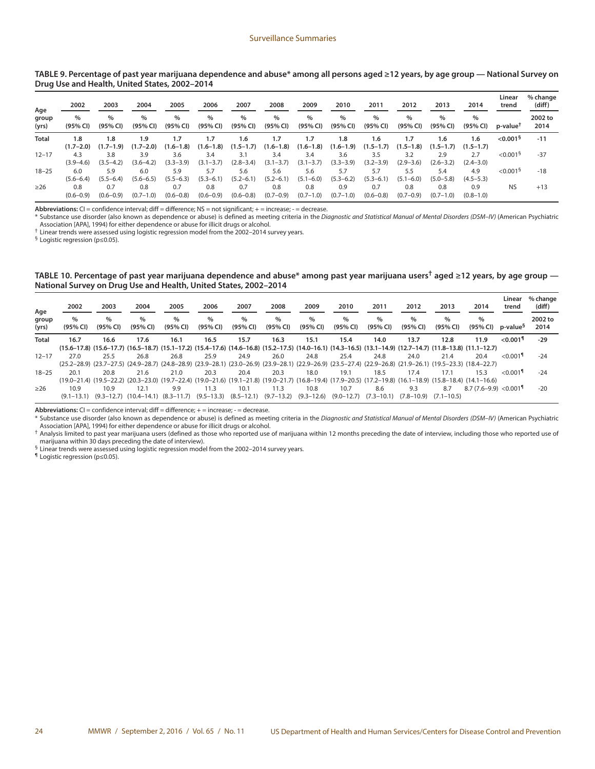**TABLE 9. Percentage of past year marijuana dependence and abuse* among all persons aged ≥12 years, by age group — National Survey on Drug Use and Health, United States, 2002–2014**

| Age group (yrs) | 2002 | 2003 | 2004 | 2005 | 2006 | 2007 | 2008 | 2009 | 2010 | 2011 | 2012 | 2013 | 2014 | Linear trend | % change (diff) |
|---|---|---|---|---|---|---|---|---|---|---|---|---|---|---|---|
| | % (95% CI) | % (95% CI) | % (95% CI) | % (95% CI) | % (95% CI) | % (95% CI) | % (95% CI) | % (95% CI) | % (95% CI) | % (95% CI) | % (95% CI) | % (95% CI) | % (95% CI) | p-value† | 2002 to 2014 |
| **Total** | **1.8 (1.7–2.0)** | **1.8 (1.7–1.9)** | **1.9 (1.7–2.0)** | **1.7 (1.6–1.8)** | **1.7 (1.6–1.8)** | **1.6 (1.5–1.7)** | **1.7 (1.6–1.8)** | **1.7 (1.6–1.9)** | **1.8 (1.6–1.9)** | **1.6 (1.5–1.7)** | **1.7 (1.5–1.8)** | **1.6 (1.5–1.7)** | **1.6 (1.5–1.7)** | **<0.001§** | **-11** |
| 12–17 | 4.3 (3.9–4.6) | 3.8 (3.5–4.2) | 3.9 (3.6–4.2) | 3.6 (3.3–3.9) | 3.4 (3.1–3.7) | 3.1 (2.8–3.4) | 3.4 (3.1–3.7) | 3.4 (3.1–3.7) | 3.6 (3.3–3.9) | 3.5 (3.2–3.9) | 3.2 (2.9–3.6) | 2.9 (2.6–3.2) | 2.7 (2.4–3.0) | <0.001§ | -37 |
| 18–25 | 6.0 (5.6–6.4) | 5.9 (5.5–6.4) | 6.0 (5.6–6.5) | 5.9 (5.5–6.3) | 5.7 (5.3–6.1) | 5.6 (5.2–6.1) | 5.6 (5.2–6.1) | 5.6 (5.1–6.0) | 5.7 (5.3–6.2) | 5.7 (5.3–6.1) | 5.5 (5.1–6.0) | 5.4 (5.0–5.8) | 4.9 (4.5–5.3) | <0.001§ | -18 |
| ≥26 | 0.8 (0.6–0.9) | 0.7 (0.6–0.9) | 0.8 (0.7–1.0) | 0.7 (0.6–0.8) | 0.8 (0.6–0.9) | 0.7 (0.6–0.8) | 0.8 (0.7–0.9) | 0.8 (0.7–1.0) | 0.9 (0.7–1.0) | 0.7 (0.6–0.8) | 0.8 (0.7–0.9) | 0.8 (0.7–1.0) | 0.9 (0.8–1.0) | NS | +13 |

**Abbreviations:** CI = confidence interval; diff = difference; NS = not significant; + = increase; - = decrease.

* Substance use disorder (also known as dependence or abuse) is defined as meeting criteria in the *Diagnostic and Statistical Manual of Mental Disorders (DSM–IV)* (American Psychiatric Association [APA], 1994) for either dependence or abuse for illicit drugs or alcohol.

† Linear trends were assessed using logistic regression model from the 2002–2014 survey years.

§ Logistic regression (p≤0.05).

**TABLE 10. Percentage of past year marijuana dependence and abuse* among past year marijuana users† aged ≥12 years, by age group — National Survey on Drug Use and Health, United States, 2002–2014**

| Age group (yrs) | 2002 | 2003 | 2004 | 2005 | 2006 | 2007 | 2008 | 2009 | 2010 | 2011 | 2012 | 2013 | 2014 | Linear trend | % change (diff) |
|---|---|---|---|---|---|---|---|---|---|---|---|---|---|---|---|
| | % (95% CI) | % (95% CI) | % (95% CI) | % (95% CI) | % (95% CI) | % (95% CI) | % (95% CI) | % (95% CI) | % (95% CI) | % (95% CI) | % (95% CI) | % (95% CI) | % (95% CI) | p-value§ | 2002 to 2014 |
| **Total** | **16.7 (15.6–17.8)** | **16.6 (15.6–17.7)** | **17.6 (16.5–18.7)** | **16.1 (15.1–17.2)** | **16.5 (15.4–17.6)** | **15.7 (14.6–16.8)** | **16.3 (15.2–17.5)** | **15.1 (14.0–16.1)** | **15.4 (14.3–16.5)** | **14.0 (13.1–14.9)** | **13.7 (12.7–14.7)** | **12.8 (11.8–13.8)** | **11.9 (11.1–12.7)** | **<0.001¶** | **-29** |
| 12–17 | 27.0 (25.2–28.9) | 25.5 (23.7–27.5) | 26.8 (24.9–28.7) | 26.8 (24.8–28.9) | 25.9 (23.9–28.1) | 24.9 (23.0–26.9) | 26.0 (23.9–28.1) | 24.8 (22.9–26.9) | 25.4 (23.5–27.4) | 24.8 (22.9–26.8) | 24.0 (21.9–26.1) | 21.4 (19.5–23.3) | 20.4 (18.4–22.7) | <0.001¶ | -24 |
| 18–25 | 20.1 (19.0–21.4) | 20.8 (19.5–22.2) | 21.6 (20.3–23.0) | 21.0 (19.7–22.4) | 20.3 (19.0–21.6) | 20.4 (19.1–21.8) | 20.3 (19.0–21.7) | 18.0 (16.8–19.4) | 19.1 (17.9–20.5) | 18.5 (17.2–19.8) | 17.4 (16.1–18.9) | 17.1 (15.8–18.4) | 15.3 (14.1–16.6) | <0.001¶ | -24 |
| ≥26 | 10.9 (9.1–13.1) | 10.9 (9.3–12.7) | 12.1 (10.4–14.1) | 9.9 (8.3–11.7) | 11.3 (9.5–13.3) | 10.1 (8.5–12.1) | 11.3 (9.7–13.2) | 10.8 (9.3–12.6) | 10.7 (9.0–12.7) | 8.6 (7.3–10.1) | 9.3 (7.8–10.9) | 8.7 (7.1–10.5) | 8.7 (7.6–9.9) | <0.001¶ | -20 |

**Abbreviations:** CI = confidence interval; diff = difference; + = increase; - = decrease.

* Substance use disorder (also known as dependence or abuse) is defined as meeting criteria in the *Diagnostic and Statistical Manual of Mental Disorders (DSM–IV)* (American Psychiatric Association [APA], 1994) for either dependence or abuse for illicit drugs or alcohol.

† Analysis limited to past year marijuana users (defined as those who reported use of marijuana within 12 months preceding the date of interview, including those who reported use of marijuana within 30 days preceding the date of interview).

§ Linear trends were assessed using logistic regression model from the 2002–2014 survey years.

¶ Logistic regression (p≤0.05).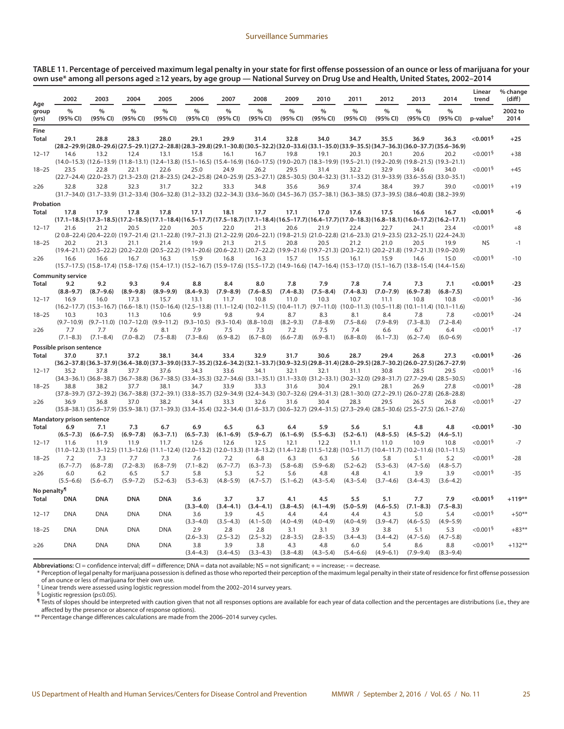**TABLE 11. Percentage of perceived maximum legal penalty in your state for first offense possession of an ounce or less of marijuana for your own use* among all persons aged ≥12 years, by age group — National Survey on Drug Use and Health, United States, 2002–2014**

| Age group (yrs) | 2002 % (95% CI) | 2003 % (95% CI) | 2004 % (95% CI) | 2005 % (95% CI) | 2006 % (95% CI) | 2007 % (95% CI) | 2008 % (95% CI) | 2009 % (95% CI) | 2010 % (95% CI) | 2011 % (95% CI) | 2012 % (95% CI) | 2013 % (95% CI) | 2014 % (95% CI) | Linear trend p-value† | % change (diff) 2002 to 2014 |
|---|---|---|---|---|---|---|---|---|---|---|---|---|---|---|---|
| **Fine** | | | | | | | | | | | | | | | |
| **Total** | **29.1 (28.2–29.9)** | **28.8 (28.0–29.6)** | **28.3 (27.5–29.1)** | **28.0 (27.2–28.8)** | **29.1 (28.3–29.8)** | **29.9 (29.1–30.8)** | **31.4 (30.5–32.2)** | **32.8 (32.0–33.6)** | **34.0 (33.1–35.0)** | **34.7 (33.9–35.5)** | **35.5 (34.7–36.3)** | **36.9 (36.0–37.7)** | **36.3 (35.6–36.9)** | **<0.001§** | **+25** |
| 12–17 | 14.6 (14.0–15.3) | 13.2 (12.6–13.9) | 12.4 (11.8–13.1) | 13.1 (12.4–13.8) | 15.8 (15.1–16.5) | 16.1 (15.4–16.9) | 16.7 (16.0–17.5) | 19.8 (19.0–20.7) | 19.1 (18.3–19.9) | 20.3 (19.5–21.1) | 20.1 (19.2–20.9) | 20.6 (19.8–21.5) | 20.2 (19.3–21.1) | <0.001§ | +38 |
| 18–25 | 23.5 (22.7–24.4) | 22.8 (22.0–23.7) | 22.1 (21.3–23.0) | 22.6 (21.8–23.5) | 25.0 (24.2–25.8) | 24.9 (24.0–25.9) | 26.2 (25.3–27.1) | 29.5 (28.5–30.5) | 31.4 (30.4–32.3) | 32.2 (31.1–33.2) | 32.9 (31.9–33.9) | 34.6 (33.6–35.6) | 34.0 (33.0–35.1) | <0.001§ | +45 |
| ≥26 | 32.8 (31.7–34.0) | 32.8 (31.7–33.9) | 32.3 (31.2–33.4) | 31.7 (30.6–32.8) | 32.2 (31.2–33.2) | 33.3 (32.2–34.3) | 34.8 (33.6–36.0) | 35.6 (34.5–36.7) | 36.9 (35.7–38.1) | 37.4 (36.3–38.5) | 38.4 (37.3–39.5) | 39.7 (38.6–40.8) | 39.0 (38.2–39.9) | <0.001§ | +19 |
| **Probation** | | | | | | | | | | | | | | | |
| **Total** | **17.8 (17.1–18.5)** | **17.9 (17.3–18.5)** | **17.8 (17.2–18.5)** | **17.8 (17.1–18.4)** | **17.1 (16.5–17.7)** | **18.1 (17.5–18.7)** | **17.7 (17.1–18.4)** | **17.1 (16.5–17.7)** | **17.0 (16.4–17.7)** | **17.6 (17.0–18.3)** | **17.5 (16.8–18.1)** | **16.6 (16.0–17.2)** | **16.7 (16.2–17.1)** | **<0.001§** | **-6** |
| 12–17 | 21.6 (2 0.8–22.4) | 21.2 (20.4–22.0) | 20.5 (19.7–21.4) | 22.0 (21.1–22.8) | 20.5 (19.7–21.3) | 22.0 (21.2–22.9) | 21.3 (20.6–22.1) | 20.6 (19.8–21.5) | 21.9 (21.0–22.8) | 22.4 (21.6–23.3) | 22.7 (21.9–23.5) | 24.1 (23.2–25.1) | 23.4 (22.4–24.3) | <0.001§ | +8 |
| 18–25 | 20.2 (19.4–21.1) | 21.3 (20.5–22.2) | 21.1 (20.2–22.0) | 21.4 (20.5–22.2) | 19.9 (19.1–20.6) | 21.3 (20.6–22.1) | 21.5 (20.7–22.2) | 20.8 (19.9–21.6) | 20.5 (19.7–21.3) | 21.2 (20.3–22.1) | 21.0 (20.2–21.8) | 20.5 (19.7–21.3) | 19.9 (19.0–20.9) | NS | -1 |
| ≥26 | 16.6 (15.7–17.5) | 16.6 (15.8–17.4) | 16.7 (15.8–17.6) | 16.3 (15.4–17.1) | 15.9 (15.2–16.7) | 16.8 (15.9–17.6) | 16.3 (15.5–17.2) | 15.7 (14.9–16.6) | 15.5 (14.7–16.4) | 16.1 (15.3–17.0) | 15.9 (15.1–16.7) | 14.6 (13.8–15.4) | 15.0 (14.4–15.6) | <0.001§ | -10 |
| **Community service** | | | | | | | | | | | | | | | |
| **Total** | **9.2 (8.8–9.7)** | **9.2 (8.7–9.6)** | **9.3 (8.9–9.8)** | **9.4 (8.9–9.9)** | **8.8 (8.4–9.3)** | **8.4 (7.9–8.9)** | **8.0 (7.6–8.5)** | **7.8 (7.4–8.3)** | **7.9 (7.5–8.4)** | **7.8 (7.4–8.3)** | **7.4 (7.0–7.9)** | **7.3 (6.9–7.8)** | **7.1 (6.8–7.5)** | **<0.001§** | **-23** |
| 12–17 | 16.9 (16.2–17.7) | 16.0 (15.3–16.7) | 17.3 (16.6–18.1) | 15.7 (15.0–16.4) | 13.1 (12.5–13.8) | 11.7 (11.1–12.4) | 10.8 (10.2–11.5) | 11.0 (10.4–11.7) | 10.3 (9.7–11.0) | 10.7 (10.0–11.3) | 11.1 (10.5–11.8) | 10.8 (10.1–11.4) | 10.8 (10.1–11.6) | <0.001§ | -36 |
| 18–25 | 10.3 (9.7–10.9) | 10.3 (9.7–11.0) | 11.3 (10.7–12.0) | 10.6 (9.9–11.2) | 9.9 (9.3–10.5) | 9.8 (9.3–10.4) | 9.4 (8.8–10.0) | 8.7 (8.2–9.3) | 8.3 (7.8–8.9) | 8.1 (7.5–8.6) | 8.4 (7.9–8.9) | 7.8 (7.3–8.3) | 7.8 (7.2–8.4) | <0.001§ | -24 |
| ≥26 | 7.7 (7.1–8.3) | 7.7 (7.1–8.4) | 7.6 (7.0–8.2) | 8.1 (7.5–8.8) | 7.9 (7.3–8.6) | 7.5 (6.9–8.2) | 7.3 (6.7–8.0) | 7.2 (6.6–7.8) | 7.5 (6.9–8.1) | 7.4 (6.8–8.0) | 6.6 (6.1–7.3) | 6.7 (6.2–7.4) | 6.4 (6.0–6.9) | <0.001§ | -17 |
| **Possible prison sentence** | | | | | | | | | | | | | | | |
| **Total** | **37.0 (36.2–37.8)** | **37.1 (36.3–37.9)** | **37.2 (36.4–38.0)** | **38.1 (37.3–39.0)** | **34.4 (33.7–35.2)** | **33.4 (32.6–34.2)** | **32.9 (32.1–33.7)** | **31.7 (30.9–32.5)** | **30.6 (29.8–31.4)** | **28.7 (28.0–29.5)** | **29.4 (28.7–30.2)** | **26.8 (26.0–27.5)** | **27.3 (26.7–27.9)** | **<0.001§** | **-26** |
| 12–17 | 35.2 (34.3–36.1) | 37.8 (36.8–38.7) | 37.7 (36.7–38.8) | 37.6 (36.7–38.5) | 34.3 (33.4–35.3) | 33.6 (32.7–34.6) | 34.1 (33.1–35.1) | 32.1 (31.1–33.0) | 32.1 (31.2–33.1) | 31.1 (30.2–32.0) | 30.8 (29.8–31.7) | 28.5 (27.7–29.4) | 29.5 (28.5–30.5) | <0.001§ | -16 |
| 18–25 | 38.8 (37.8–39.7) | 38.2 (37.2–39.2) | 37.7 (36.7–38.8) | 38.1 (37.2–39.1) | 34.7 (33.8–35.7) | 33.9 (32.9–34.9) | 33.3 (32.4–34.3) | 31.6 (30.7–32.6) | 30.4 (29.4–31.3) | 29.1 (28.1–30.0) | 28.1 (27.2–29.1) | 26.9 (26.0–27.8) | 27.8 (26.8–28.8) | <0.001§ | -28 |
| ≥26 | 36.9 (35.8–38.1) | 36.8 (35.6–37.9) | 37.0 (35.9–38.1) | 38.2 (37.1–39.3) | 34.4 (33.4–35.4) | 33.3 (32.2–34.4) | 32.6 (31.6–33.7) | 31.6 (30.6–32.7) | 30.4 (29.4–31.5) | 28.3 (27.3–29.4) | 29.5 (28.5–30.6) | 26.5 (25.5–27.5) | 26.8 (26.1–27.6) | <0.001§ | -27 |
| **Mandatory prison sentence** | | | | | | | | | | | | | | | |
| **Total** | **6.9 (6.5–7.3)** | **7.1 (6.6–7.5)** | **7.3 (6.9–7.8)** | **6.7 (6.3–7.1)** | **6.9 (6.5–7.3)** | **6.5 (6.1–6.9)** | **6.3 (5.9–6.7)** | **6.4 (6.1–6.9)** | **5.9 (5.5–6.3)** | **5.6 (5.2–6.1)** | **5.1 (4.8–5.5)** | **4.8 (4.5–5.2)** | **4.8 (4.6–5.1)** | **<0.001§** | **-30** |
| 12–17 | 11.6 (11.0–12.3) | 11.9 (11.3–12.5) | 11.9 (11.3–12.6) | 11.7 (11.1–12.4) | 12.6 (12.0–13.2) | 12.6 (12.0–13.3) | 12.5 (11.8–13.2) | 12.1 (11.4–12.8) | 12.2 (11.5–12.8) | 11.1 (10.5–11.7) | 11.0 (10.4–11.7) | 10.9 (10.2–11.6) | 10.8 (10.1–11.5) | <0.001§ | -7 |
| 18–25 | 7.2 (6.7–7.7) | 7.3 (6.8–7.8) | 7.7 (7.2–8.3) | 7.3 (6.8–7.9) | 7.6 (7.1–8.2) | 7.2 (6.7–7.7) | 6.8 (6.3–7.3) | 6.3 (5.8–6.8) | 6.3 (5.9–6.8) | 5.6 (5.2–6.2) | 5.8 (5.3–6.3) | 5.1 (4.7–5.6) | 5.2 (4.8–5.7) | <0.001§ | -28 |
| ≥26 | 6.0 (5.5–6.6) | 6.2 (5.6–6.7) | 6.5 (5.9–7.2) | 5.7 (5.2–6.3) | 5.8 (5.3–6.3) | 5.3 (4.8–5.9) | 5.2 (4.7–5.7) | 5.6 (5.1–6.2) | 4.8 (4.3–5.4) | 4.8 (4.3–5.4) | 4.1 (3.7–4.6) | 3.9 (3.4–4.3) | 3.9 (3.6–4.2) | <0.001§ | -35 |
| **No penalty¶** | | | | | | | | | | | | | | | |
| **Total** | **DNA** | **DNA** | **DNA** | **DNA** | **3.6 (3.3–4.0)** | **3.7 (3.4–4.1)** | **3.7 (3.4–4.1)** | **4.1 (3.8–4.5)** | **4.5 (4.1–4.9)** | **5.5 (5.0–5.9)** | **5.1 (4.6–5.5)** | **7.7 (7.1–8.3)** | **7.9 (7.5–8.3)** | **<0.001§** | **+119**** |
| 12–17 | DNA | DNA | DNA | DNA | 3.6 (3.3–4.0) | 3.9 (3.5–4.3) | 4.5 (4.1–5.0) | 4.4 (4.0–4.9) | 4.4 (4.0–4.9) | 4.4 (4.0–4.9) | 4.3 (3.9–4.7) | 5.0 (4.6–5.5) | 5.4 (4.9–5.9) | <0.001§ | +50** |
| 18–25 | DNA | DNA | DNA | DNA | 2.9 (2.6–3.3) | 2.8 (2.5–3.2) | 2.8 (2.5–3.2) | 3.1 (2.8–3.5) | 3.1 (2.8–3.5) | 3.9 (3.4–4.3) | 3.8 (3.4–4.2) | 5.1 (4.7–5.6) | 5.3 (4.7–5.8) | <0.001§ | +83** |
| ≥26 | DNA | DNA | DNA | DNA | 3.8 (3.4–4.3) | 3.9 (3.4–4.5) | 3.8 (3.3–4.3) | 4.3 (3.8–4.8) | 4.8 (4.3–5.4) | 6.0 (5.4–6.6) | 5.4 (4.9–6.1) | 8.6 (7.9–9.4) | 8.8 (8.3–9.4) | <0.001§ | +132** |

**Abbreviations:** CI = confidence interval; diff = difference; DNA = data not available; NS = not significant; + = increase; - = decrease.

\* Perception of legal penalty for marijuana possession is defined as those who reported their perception of the maximum legal penalty in their state of residence for first offense possession of an ounce or less of marijuana for their own use.

† Linear trends were assessed using logistic regression model from the 2002–2014 survey years.

§ Logistic regression (p≤0.05).

¶ Tests of slopes should be interpreted with caution given that not all responses options are available for each year of data collection and the percentages are distributions (i.e., they are affected by the presence or absence of response options).

** Percentage change differences calculations are made from the 2006–2014 survey cycles.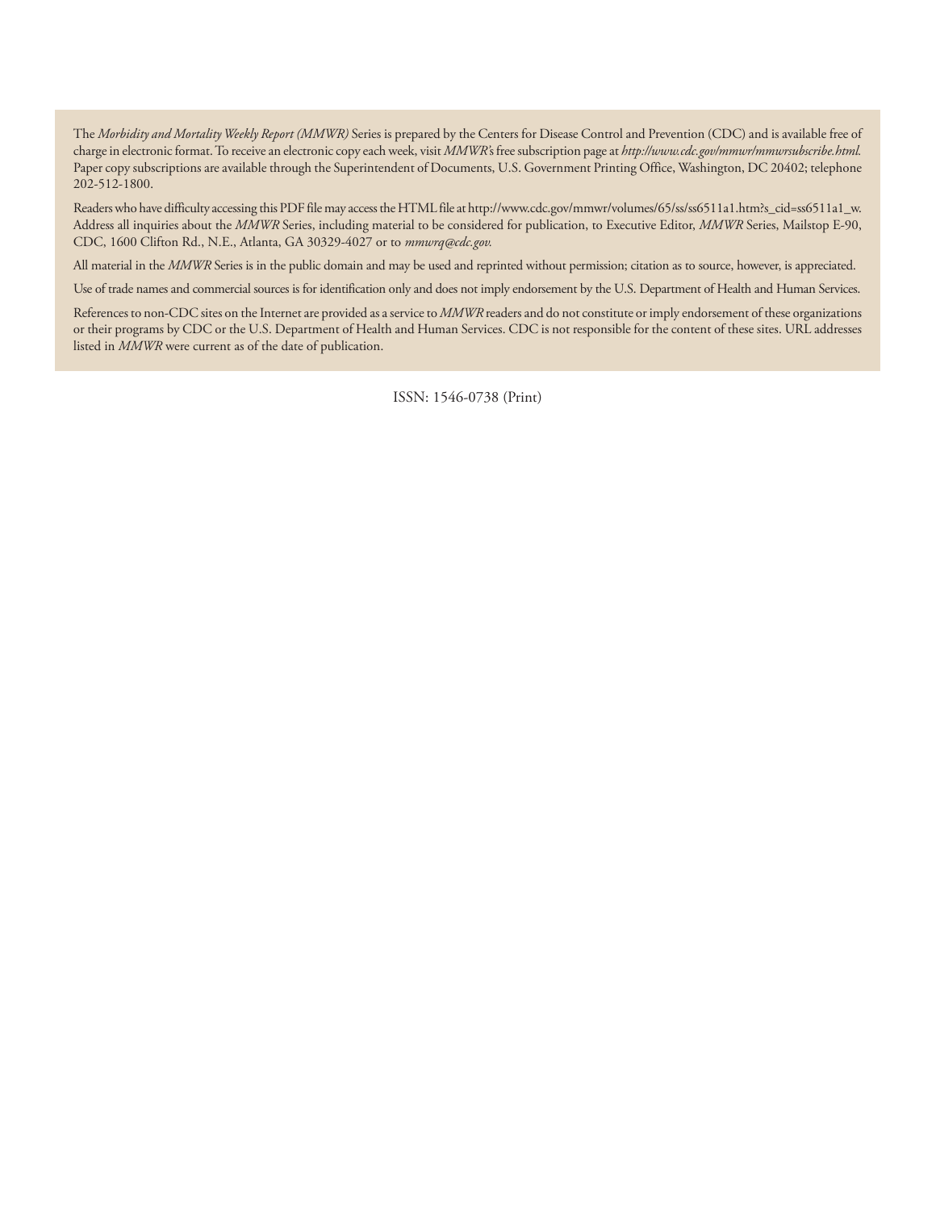The *Morbidity and Mortality Weekly Report (MMWR)* Series is prepared by the Centers for Disease Control and Prevention (CDC) and is available free of charge in electronic format. To receive an electronic copy each week, visit *MMWR*'s free subscription page at *http://www.cdc.gov/mmwr/mmwrsubscribe.html.* Paper copy subscriptions are available through the Superintendent of Documents, U.S. Government Printing Office, Washington, DC 20402; telephone 202-512-1800.

Readers who have difficulty accessing this PDF file may access the HTML file at http://www.cdc.gov/mmwr/volumes/65/ss/ss6511a1.htm?s_cid=ss6511a1_w. Address all inquiries about the *MMWR* Series, including material to be considered for publication, to Executive Editor, *MMWR* Series, Mailstop E-90, CDC, 1600 Clifton Rd., N.E., Atlanta, GA 30329-4027 or to *mmwrq@cdc.gov.*

All material in the *MMWR* Series is in the public domain and may be used and reprinted without permission; citation as to source, however, is appreciated.

Use of trade names and commercial sources is for identification only and does not imply endorsement by the U.S. Department of Health and Human Services.

References to non-CDC sites on the Internet are provided as a service to *MMWR* readers and do not constitute or imply endorsement of these organizations or their programs by CDC or the U.S. Department of Health and Human Services. CDC is not responsible for the content of these sites. URL addresses listed in *MMWR* were current as of the date of publication.

ISSN: 1546-0738 (Print)